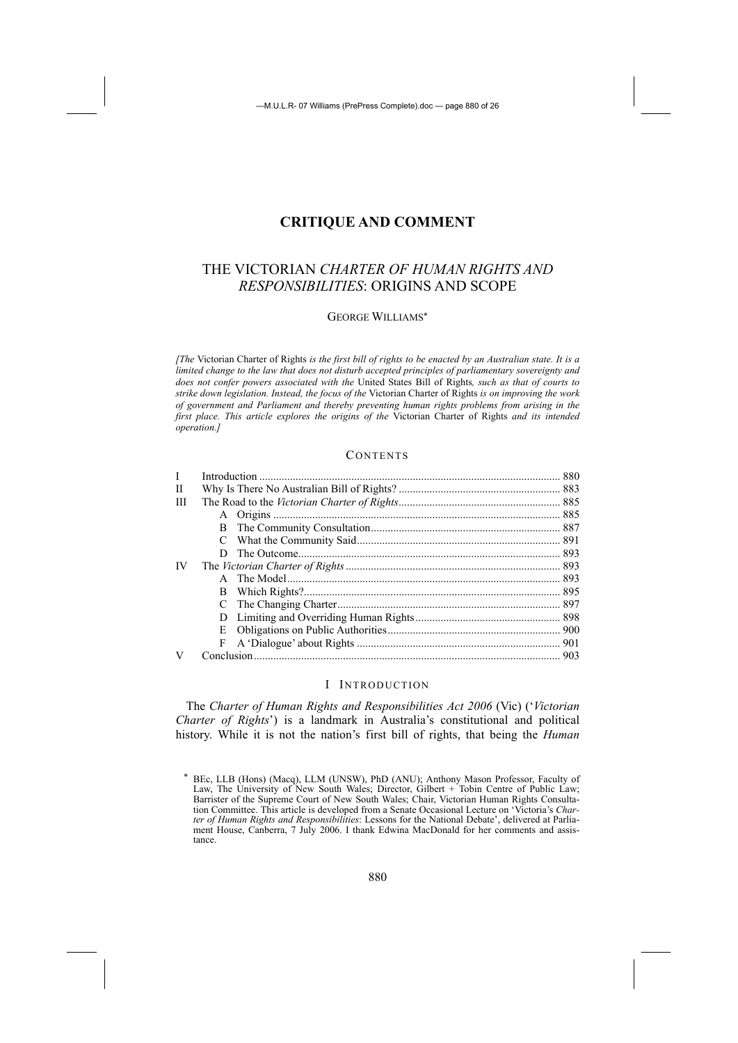# CRITIQUE AND COMMENT

## THE VICTORIAN *CHARTER OF HUMAN RIGHTS AND RESPONSIBILITIES*: ORIGINS AND SCOPE

GEORGE WILLIAMS*

*[The* Victorian Charter of Rights *is the first bill of rights to be enacted by an Australian state. It is a limited change to the law that does not disturb accepted principles of parliamentary sovereignty and does not confer powers associated with the* United States Bill of Rights*, such as that of courts to strike down legislation. Instead, the focus of the* Victorian Charter of Rights *is on improving the work of government and Parliament and thereby preventing human rights problems from arising in the first place. This article explores the origins of the* Victorian Charter of Rights *and its intended operation.]*

### CONTENTS

| | | |
|---|---|---|
| I | Introduction | 880 |
| II | Why Is There No Australian Bill of Rights? | 883 |
| III | The Road to the *Victorian Charter of Rights* | 885 |
| | A Origins | 885 |
| | B The Community Consultation | 887 |
| | C What the Community Said | 891 |
| | D The Outcome | 893 |
| IV | The *Victorian Charter of Rights* | 893 |
| | A The Model | 893 |
| | B Which Rights? | 895 |
| | C The Changing Charter | 897 |
| | D Limiting and Overriding Human Rights | 898 |
| | E Obligations on Public Authorities | 900 |
| | F A 'Dialogue' about Rights | 901 |
| V | Conclusion | 903 |

## I INTRODUCTION

The *Charter of Human Rights and Responsibilities Act 2006* (Vic) ('*Victorian Charter of Rights*') is a landmark in Australia's constitutional and political history. While it is not the nation's first bill of rights, that being the *Human*

\* BEc, LLB (Hons) (Macq), LLM (UNSW), PhD (ANU); Anthony Mason Professor, Faculty of Law, The University of New South Wales; Director, Gilbert + Tobin Centre of Public Law; Barrister of the Supreme Court of New South Wales; Chair, Victorian Human Rights Consultation Committee. This article is developed from a Senate Occasional Lecture on 'Victoria's *Charter of Human Rights and Responsibilities*: Lessons for the National Debate', delivered at Parliament House, Canberra, 7 July 2006. I thank Edwina MacDonald for her comments and assistance.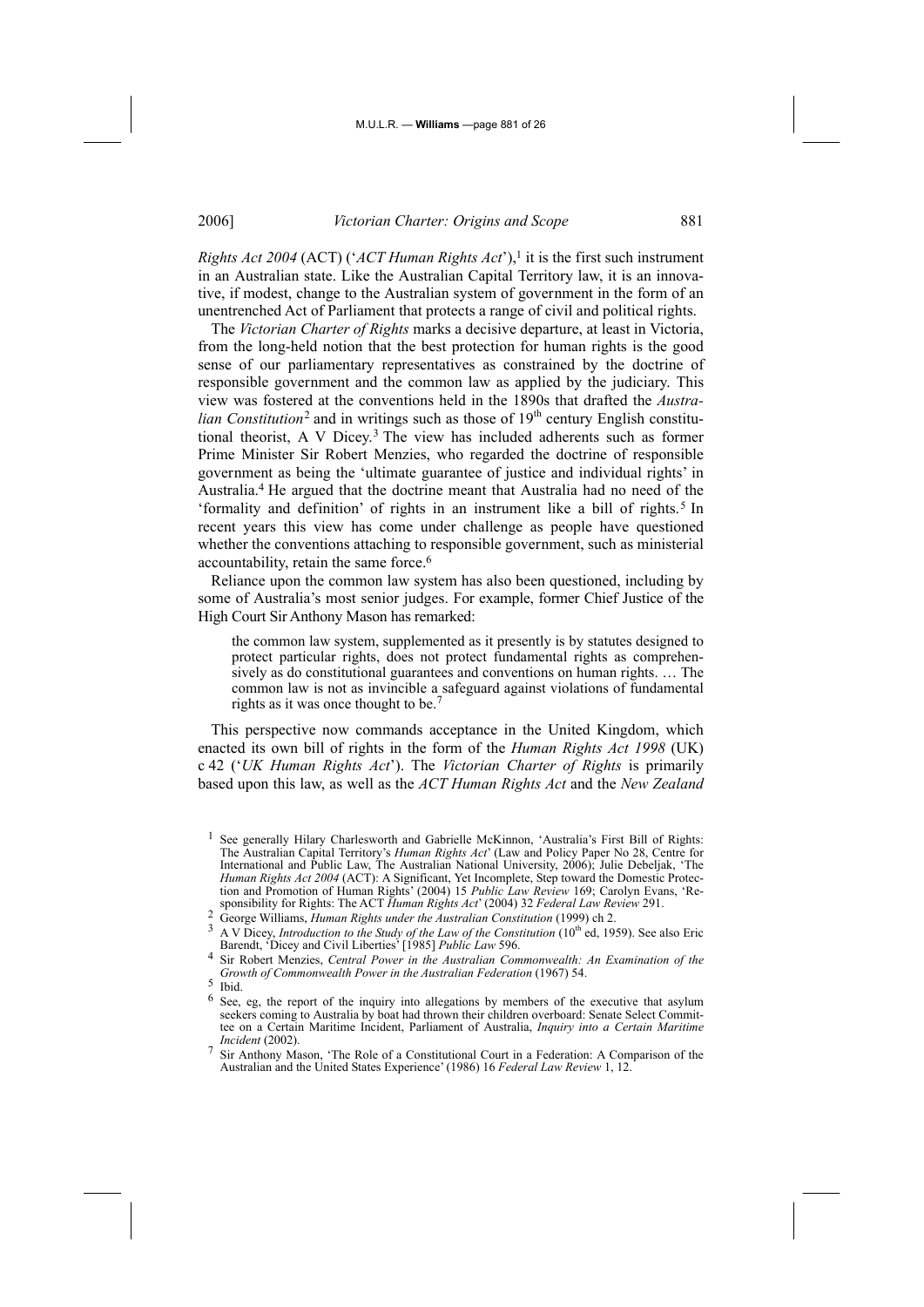*Rights Act 2004* (ACT) ('*ACT Human Rights Act*'),[1] it is the first such instrument in an Australian state. Like the Australian Capital Territory law, it is an innovative, if modest, change to the Australian system of government in the form of an unentrenched Act of Parliament that protects a range of civil and political rights.

The *Victorian Charter of Rights* marks a decisive departure, at least in Victoria, from the long-held notion that the best protection for human rights is the good sense of our parliamentary representatives as constrained by the doctrine of responsible government and the common law as applied by the judiciary. This view was fostered at the conventions held in the 1890s that drafted the *Australian Constitution*[2] and in writings such as those of 19th century English constitutional theorist, A V Dicey.[3] The view has included adherents such as former Prime Minister Sir Robert Menzies, who regarded the doctrine of responsible government as being the 'ultimate guarantee of justice and individual rights' in Australia.[4] He argued that the doctrine meant that Australia had no need of the 'formality and definition' of rights in an instrument like a bill of rights.[5] In recent years this view has come under challenge as people have questioned whether the conventions attaching to responsible government, such as ministerial accountability, retain the same force.[6]

Reliance upon the common law system has also been questioned, including by some of Australia's most senior judges. For example, former Chief Justice of the High Court Sir Anthony Mason has remarked:

> the common law system, supplemented as it presently is by statutes designed to protect particular rights, does not protect fundamental rights as comprehensively as do constitutional guarantees and conventions on human rights. … The common law is not as invincible a safeguard against violations of fundamental rights as it was once thought to be.[7]

This perspective now commands acceptance in the United Kingdom, which enacted its own bill of rights in the form of the *Human Rights Act 1998* (UK) c 42 ('*UK Human Rights Act*'). The *Victorian Charter of Rights* is primarily based upon this law, as well as the *ACT Human Rights Act* and the *New Zealand*

---

1 See generally Hilary Charlesworth and Gabrielle McKinnon, 'Australia's First Bill of Rights: The Australian Capital Territory's *Human Rights Act*' (Law and Policy Paper No 28, Centre for International and Public Law, The Australian National University, 2006); Julie Debeljak, 'The *Human Rights Act 2004* (ACT): A Significant, Yet Incomplete, Step toward the Domestic Protection and Promotion of Human Rights' (2004) 15 *Public Law Review* 169; Carolyn Evans, 'Responsibility for Rights: The ACT *Human Rights Act*' (2004) 32 *Federal Law Review* 291.

2 George Williams, *Human Rights under the Australian Constitution* (1999) ch 2.

3 A V Dicey, *Introduction to the Study of the Law of the Constitution* (10th ed, 1959). See also Eric Barendt, 'Dicey and Civil Liberties' [1985] *Public Law* 596.

4 Sir Robert Menzies, *Central Power in the Australian Commonwealth: An Examination of the Growth of Commonwealth Power in the Australian Federation* (1967) 54.

5 Ibid.

6 See, eg, the report of the inquiry into allegations by members of the executive that asylum seekers coming to Australia by boat had thrown their children overboard: Senate Select Committee on a Certain Maritime Incident, Parliament of Australia, *Inquiry into a Certain Maritime Incident* (2002).

7 Sir Anthony Mason, 'The Role of a Constitutional Court in a Federation: A Comparison of the Australian and the United States Experience' (1986) 16 *Federal Law Review* 1, 12.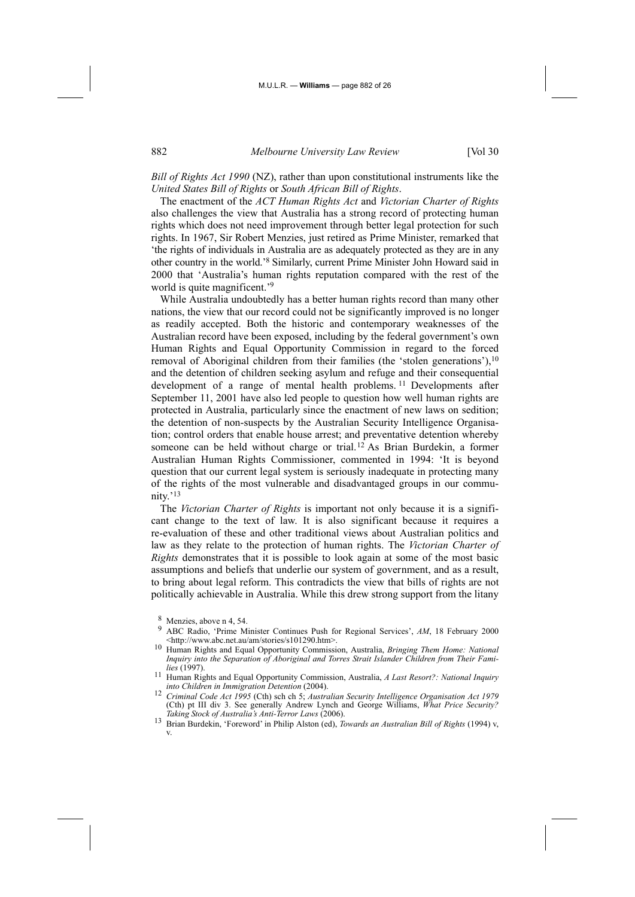*Bill of Rights Act 1990* (NZ), rather than upon constitutional instruments like the *United States Bill of Rights* or *South African Bill of Rights*.

The enactment of the *ACT Human Rights Act* and *Victorian Charter of Rights* also challenges the view that Australia has a strong record of protecting human rights which does not need improvement through better legal protection for such rights. In 1967, Sir Robert Menzies, just retired as Prime Minister, remarked that 'the rights of individuals in Australia are as adequately protected as they are in any other country in the world.'[8] Similarly, current Prime Minister John Howard said in 2000 that 'Australia's human rights reputation compared with the rest of the world is quite magnificent.'[9]

While Australia undoubtedly has a better human rights record than many other nations, the view that our record could not be significantly improved is no longer as readily accepted. Both the historic and contemporary weaknesses of the Australian record have been exposed, including by the federal government's own Human Rights and Equal Opportunity Commission in regard to the forced removal of Aboriginal children from their families (the 'stolen generations'),[10] and the detention of children seeking asylum and refuge and their consequential development of a range of mental health problems.[11] Developments after September 11, 2001 have also led people to question how well human rights are protected in Australia, particularly since the enactment of new laws on sedition; the detention of non-suspects by the Australian Security Intelligence Organisation; control orders that enable house arrest; and preventative detention whereby someone can be held without charge or trial.[12] As Brian Burdekin, a former Australian Human Rights Commissioner, commented in 1994: 'It is beyond question that our current legal system is seriously inadequate in protecting many of the rights of the most vulnerable and disadvantaged groups in our community.'[13]

The *Victorian Charter of Rights* is important not only because it is a significant change to the text of law. It is also significant because it requires a re-evaluation of these and other traditional views about Australian politics and law as they relate to the protection of human rights. The *Victorian Charter of Rights* demonstrates that it is possible to look again at some of the most basic assumptions and beliefs that underlie our system of government, and as a result, to bring about legal reform. This contradicts the view that bills of rights are not politically achievable in Australia. While this drew strong support from the litany

---

[8] Menzies, above n 4, 54.

[9] ABC Radio, 'Prime Minister Continues Push for Regional Services', *AM*, 18 February 2000 <http://www.abc.net.au/am/stories/s101290.htm>.

[10] Human Rights and Equal Opportunity Commission, Australia, *Bringing Them Home: National Inquiry into the Separation of Aboriginal and Torres Strait Islander Children from Their Families* (1997).

[11] Human Rights and Equal Opportunity Commission, Australia, *A Last Resort?: National Inquiry into Children in Immigration Detention* (2004).

[12] *Criminal Code Act 1995* (Cth) sch ch 5; *Australian Security Intelligence Organisation Act 1979* (Cth) pt III div 3. See generally Andrew Lynch and George Williams, *What Price Security? Taking Stock of Australia's Anti-Terror Laws* (2006).

[13] Brian Burdekin, 'Foreword' in Philip Alston (ed), *Towards an Australian Bill of Rights* (1994) v, v.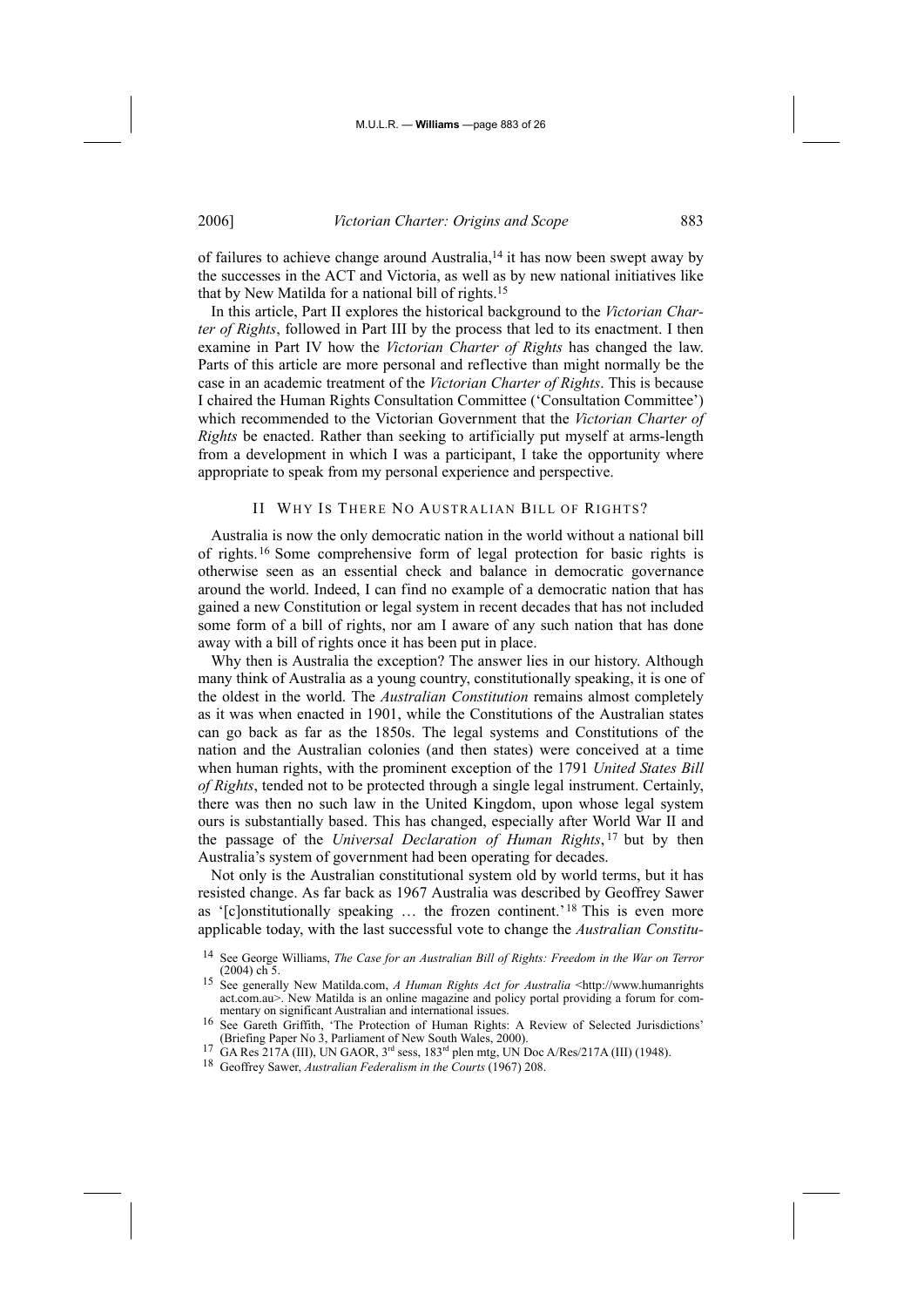of failures to achieve change around Australia,[14] it has now been swept away by the successes in the ACT and Victoria, as well as by new national initiatives like that by New Matilda for a national bill of rights.[15]

In this article, Part II explores the historical background to the *Victorian Charter of Rights*, followed in Part III by the process that led to its enactment. I then examine in Part IV how the *Victorian Charter of Rights* has changed the law. Parts of this article are more personal and reflective than might normally be the case in an academic treatment of the *Victorian Charter of Rights*. This is because I chaired the Human Rights Consultation Committee ('Consultation Committee') which recommended to the Victorian Government that the *Victorian Charter of Rights* be enacted. Rather than seeking to artificially put myself at arms-length from a development in which I was a participant, I take the opportunity where appropriate to speak from my personal experience and perspective.

## II Why Is There No Australian Bill of Rights?

Australia is now the only democratic nation in the world without a national bill of rights.[16] Some comprehensive form of legal protection for basic rights is otherwise seen as an essential check and balance in democratic governance around the world. Indeed, I can find no example of a democratic nation that has gained a new Constitution or legal system in recent decades that has not included some form of a bill of rights, nor am I aware of any such nation that has done away with a bill of rights once it has been put in place.

Why then is Australia the exception? The answer lies in our history. Although many think of Australia as a young country, constitutionally speaking, it is one of the oldest in the world. The *Australian Constitution* remains almost completely as it was when enacted in 1901, while the Constitutions of the Australian states can go back as far as the 1850s. The legal systems and Constitutions of the nation and the Australian colonies (and then states) were conceived at a time when human rights, with the prominent exception of the 1791 *United States Bill of Rights*, tended not to be protected through a single legal instrument. Certainly, there was then no such law in the United Kingdom, upon whose legal system ours is substantially based. This has changed, especially after World War II and the passage of the *Universal Declaration of Human Rights*,[17] but by then Australia's system of government had been operating for decades.

Not only is the Australian constitutional system old by world terms, but it has resisted change. As far back as 1967 Australia was described by Geoffrey Sawer as '[c]onstitutionally speaking … the frozen continent.'[18] This is even more applicable today, with the last successful vote to change the *Australian Constitu-*

---

[14] See George Williams, *The Case for an Australian Bill of Rights: Freedom in the War on Terror* (2004) ch 5.

[15] See generally New Matilda.com, *A Human Rights Act for Australia* <http://www.humanrightsact.com.au>. New Matilda is an online magazine and policy portal providing a forum for commentary on significant Australian and international issues.

[16] See Gareth Griffith, 'The Protection of Human Rights: A Review of Selected Jurisdictions' (Briefing Paper No 3, Parliament of New South Wales, 2000).

[17] GA Res 217A (III), UN GAOR, 3rd sess, 183rd plen mtg, UN Doc A/Res/217A (III) (1948).

[18] Geoffrey Sawer, *Australian Federalism in the Courts* (1967) 208.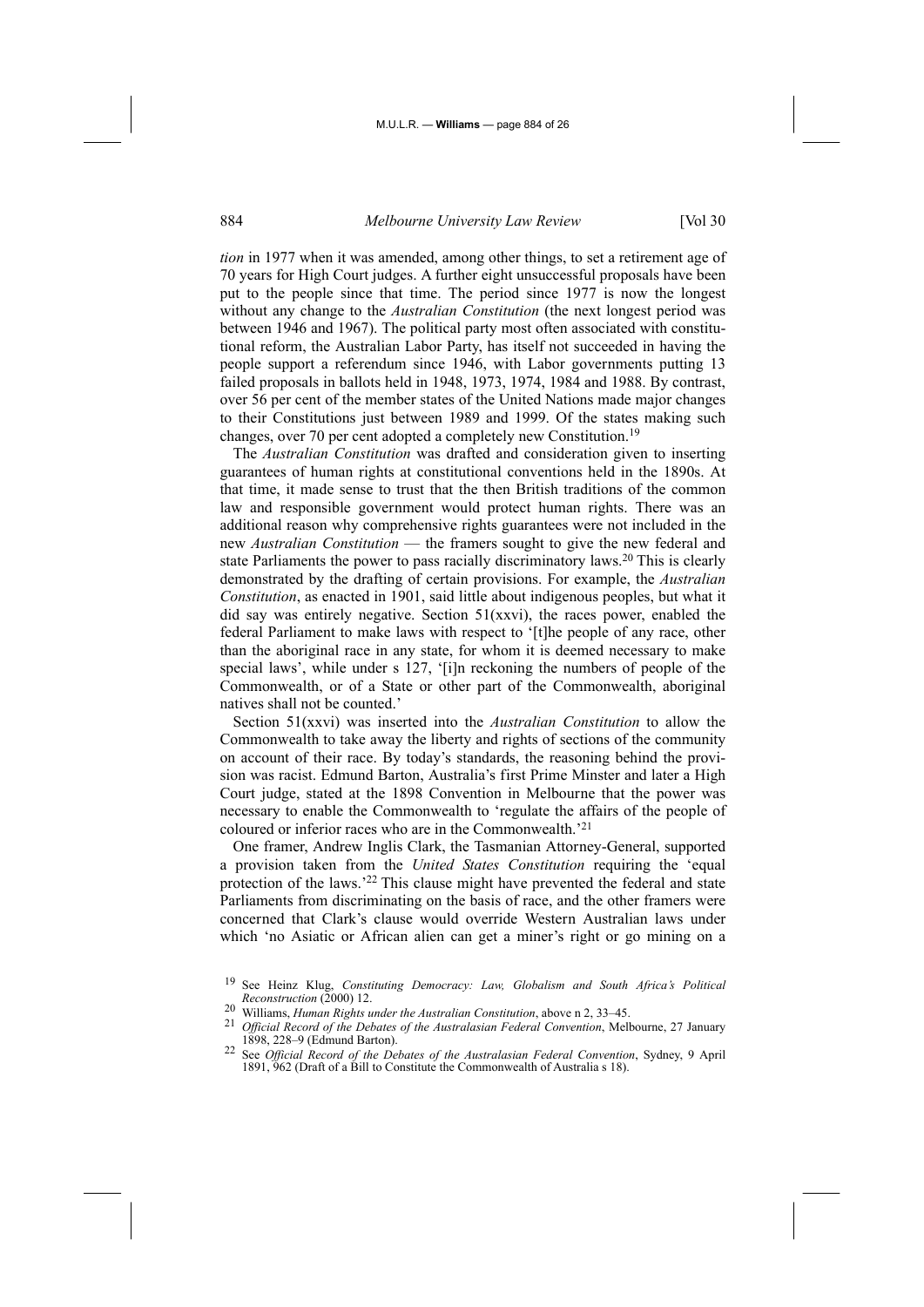*tion* in 1977 when it was amended, among other things, to set a retirement age of 70 years for High Court judges. A further eight unsuccessful proposals have been put to the people since that time. The period since 1977 is now the longest without any change to the *Australian Constitution* (the next longest period was between 1946 and 1967). The political party most often associated with constitutional reform, the Australian Labor Party, has itself not succeeded in having the people support a referendum since 1946, with Labor governments putting 13 failed proposals in ballots held in 1948, 1973, 1974, 1984 and 1988. By contrast, over 56 per cent of the member states of the United Nations made major changes to their Constitutions just between 1989 and 1999. Of the states making such changes, over 70 per cent adopted a completely new Constitution.[19]

The *Australian Constitution* was drafted and consideration given to inserting guarantees of human rights at constitutional conventions held in the 1890s. At that time, it made sense to trust that the then British traditions of the common law and responsible government would protect human rights. There was an additional reason why comprehensive rights guarantees were not included in the new *Australian Constitution* — the framers sought to give the new federal and state Parliaments the power to pass racially discriminatory laws.[20] This is clearly demonstrated by the drafting of certain provisions. For example, the *Australian Constitution*, as enacted in 1901, said little about indigenous peoples, but what it did say was entirely negative. Section 51(xxvi), the races power, enabled the federal Parliament to make laws with respect to '[t]he people of any race, other than the aboriginal race in any state, for whom it is deemed necessary to make special laws', while under s 127, '[i]n reckoning the numbers of people of the Commonwealth, or of a State or other part of the Commonwealth, aboriginal natives shall not be counted.'

Section 51(xxvi) was inserted into the *Australian Constitution* to allow the Commonwealth to take away the liberty and rights of sections of the community on account of their race. By today's standards, the reasoning behind the provision was racist. Edmund Barton, Australia's first Prime Minster and later a High Court judge, stated at the 1898 Convention in Melbourne that the power was necessary to enable the Commonwealth to 'regulate the affairs of the people of coloured or inferior races who are in the Commonwealth.'[21]

One framer, Andrew Inglis Clark, the Tasmanian Attorney-General, supported a provision taken from the *United States Constitution* requiring the 'equal protection of the laws.'[22] This clause might have prevented the federal and state Parliaments from discriminating on the basis of race, and the other framers were concerned that Clark's clause would override Western Australian laws under which 'no Asiatic or African alien can get a miner's right or go mining on a

---

[19] See Heinz Klug, *Constituting Democracy: Law, Globalism and South Africa's Political Reconstruction* (2000) 12.

[20] Williams, *Human Rights under the Australian Constitution*, above n 2, 33–45.

[21] *Official Record of the Debates of the Australasian Federal Convention*, Melbourne, 27 January 1898, 228–9 (Edmund Barton).

[22] See *Official Record of the Debates of the Australasian Federal Convention*, Sydney, 9 April 1891, 962 (Draft of a Bill to Constitute the Commonwealth of Australia s 18).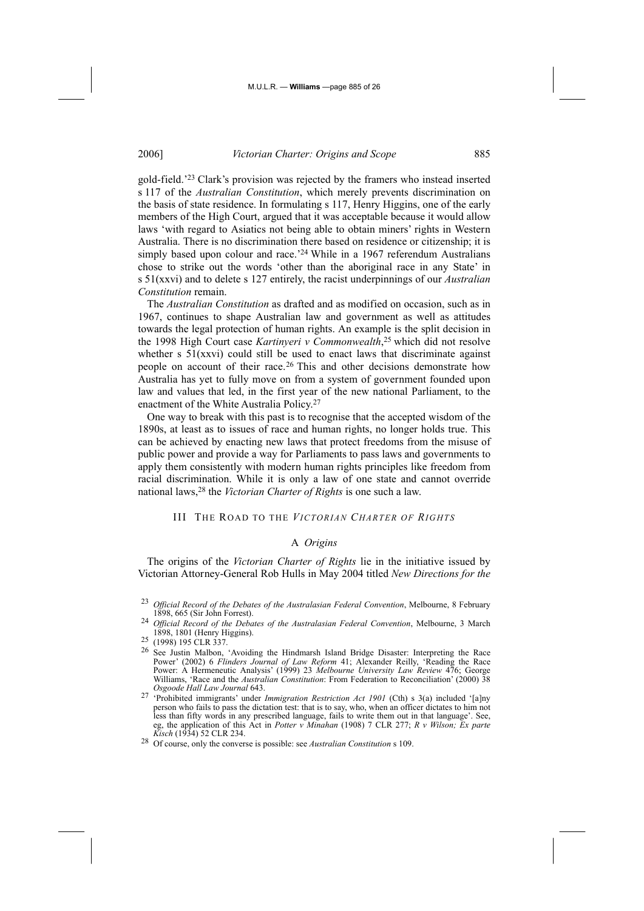gold-field.'[23] Clark's provision was rejected by the framers who instead inserted s 117 of the *Australian Constitution*, which merely prevents discrimination on the basis of state residence. In formulating s 117, Henry Higgins, one of the early members of the High Court, argued that it was acceptable because it would allow laws 'with regard to Asiatics not being able to obtain miners' rights in Western Australia. There is no discrimination there based on residence or citizenship; it is simply based upon colour and race.'[24] While in a 1967 referendum Australians chose to strike out the words 'other than the aboriginal race in any State' in s 51(xxvi) and to delete s 127 entirely, the racist underpinnings of our *Australian Constitution* remain.

The *Australian Constitution* as drafted and as modified on occasion, such as in 1967, continues to shape Australian law and government as well as attitudes towards the legal protection of human rights. An example is the split decision in the 1998 High Court case *Kartinyeri v Commonwealth*,[25] which did not resolve whether s 51(xxvi) could still be used to enact laws that discriminate against people on account of their race.[26] This and other decisions demonstrate how Australia has yet to fully move on from a system of government founded upon law and values that led, in the first year of the new national Parliament, to the enactment of the White Australia Policy.[27]

One way to break with this past is to recognise that the accepted wisdom of the 1890s, at least as to issues of race and human rights, no longer holds true. This can be achieved by enacting new laws that protect freedoms from the misuse of public power and provide a way for Parliaments to pass laws and governments to apply them consistently with modern human rights principles like freedom from racial discrimination. While it is only a law of one state and cannot override national laws,[28] the *Victorian Charter of Rights* is one such a law.

## III THE ROAD TO THE *VICTORIAN CHARTER OF RIGHTS*

### A *Origins*

The origins of the *Victorian Charter of Rights* lie in the initiative issued by Victorian Attorney-General Rob Hulls in May 2004 titled *New Directions for the*

---

[23] *Official Record of the Debates of the Australasian Federal Convention*, Melbourne, 8 February 1898, 665 (Sir John Forrest).

[24] *Official Record of the Debates of the Australasian Federal Convention*, Melbourne, 3 March 1898, 1801 (Henry Higgins).

[25] (1998) 195 CLR 337.

[26] See Justin Malbon, 'Avoiding the Hindmarsh Island Bridge Disaster: Interpreting the Race Power' (2002) 6 *Flinders Journal of Law Reform* 41; Alexander Reilly, 'Reading the Race Power: A Hermeneutic Analysis' (1999) 23 *Melbourne University Law Review* 476; George Williams, 'Race and the *Australian Constitution*: From Federation to Reconciliation' (2000) 38 *Osgoode Hall Law Journal* 643.

[27] 'Prohibited immigrants' under *Immigration Restriction Act 1901* (Cth) s 3(a) included '[a]ny person who fails to pass the dictation test: that is to say, who, when an officer dictates to him not less than fifty words in any prescribed language, fails to write them out in that language'. See, eg, the application of this Act in *Potter v Minahan* (1908) 7 CLR 277; *R v Wilson; Ex parte Kisch* (1934) 52 CLR 234.

[28] Of course, only the converse is possible: see *Australian Constitution* s 109.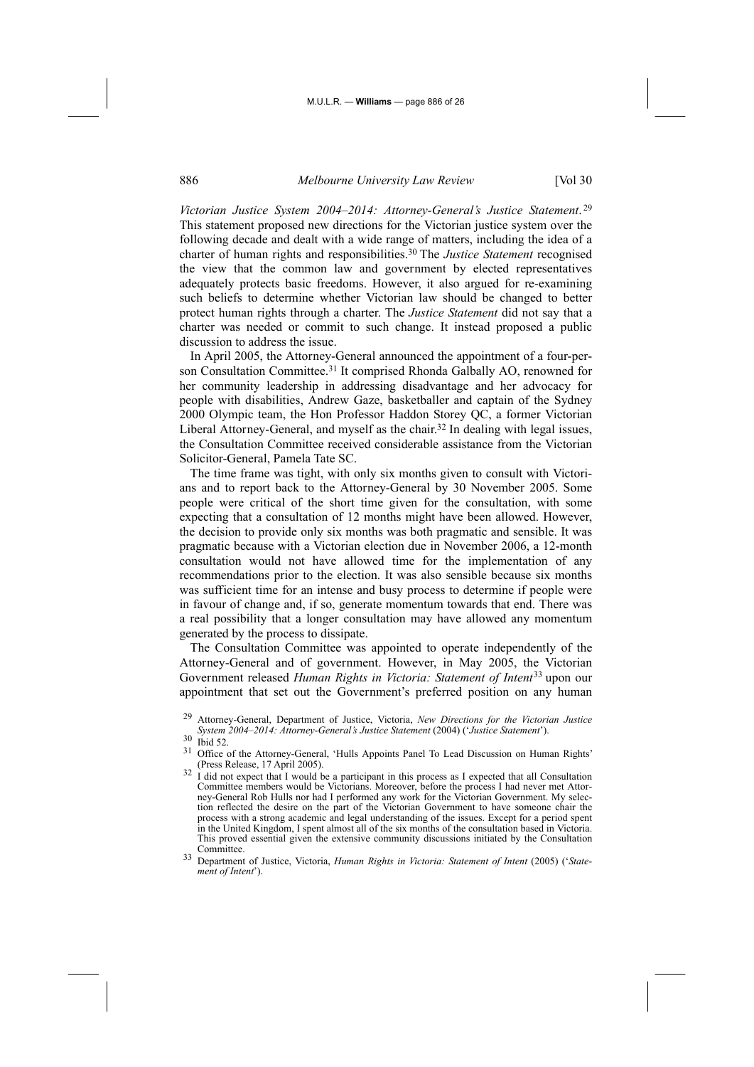*Victorian Justice System 2004–2014: Attorney-General's Justice Statement*.[29] This statement proposed new directions for the Victorian justice system over the following decade and dealt with a wide range of matters, including the idea of a charter of human rights and responsibilities.[30] The *Justice Statement* recognised the view that the common law and government by elected representatives adequately protects basic freedoms. However, it also argued for re-examining such beliefs to determine whether Victorian law should be changed to better protect human rights through a charter. The *Justice Statement* did not say that a charter was needed or commit to such change. It instead proposed a public discussion to address the issue.

In April 2005, the Attorney-General announced the appointment of a four-person Consultation Committee.[31] It comprised Rhonda Galbally AO, renowned for her community leadership in addressing disadvantage and her advocacy for people with disabilities, Andrew Gaze, basketballer and captain of the Sydney 2000 Olympic team, the Hon Professor Haddon Storey QC, a former Victorian Liberal Attorney-General, and myself as the chair.[32] In dealing with legal issues, the Consultation Committee received considerable assistance from the Victorian Solicitor-General, Pamela Tate SC.

The time frame was tight, with only six months given to consult with Victorians and to report back to the Attorney-General by 30 November 2005. Some people were critical of the short time given for the consultation, with some expecting that a consultation of 12 months might have been allowed. However, the decision to provide only six months was both pragmatic and sensible. It was pragmatic because with a Victorian election due in November 2006, a 12-month consultation would not have allowed time for the implementation of any recommendations prior to the election. It was also sensible because six months was sufficient time for an intense and busy process to determine if people were in favour of change and, if so, generate momentum towards that end. There was a real possibility that a longer consultation may have allowed any momentum generated by the process to dissipate.

The Consultation Committee was appointed to operate independently of the Attorney-General and of government. However, in May 2005, the Victorian Government released *Human Rights in Victoria: Statement of Intent*[33] upon our appointment that set out the Government's preferred position on any human

---

[29] Attorney-General, Department of Justice, Victoria, *New Directions for the Victorian Justice System 2004–2014: Attorney-General's Justice Statement* (2004) ('*Justice Statement*').

[30] Ibid 52.

[31] Office of the Attorney-General, 'Hulls Appoints Panel To Lead Discussion on Human Rights' (Press Release, 17 April 2005).

[32] I did not expect that I would be a participant in this process as I expected that all Consultation Committee members would be Victorians. Moreover, before the process I had never met Attorney-General Rob Hulls nor had I performed any work for the Victorian Government. My selection reflected the desire on the part of the Victorian Government to have someone chair the process with a strong academic and legal understanding of the issues. Except for a period spent in the United Kingdom, I spent almost all of the six months of the consultation based in Victoria. This proved essential given the extensive community discussions initiated by the Consultation Committee.

[33] Department of Justice, Victoria, *Human Rights in Victoria: Statement of Intent* (2005) ('*Statement of Intent*').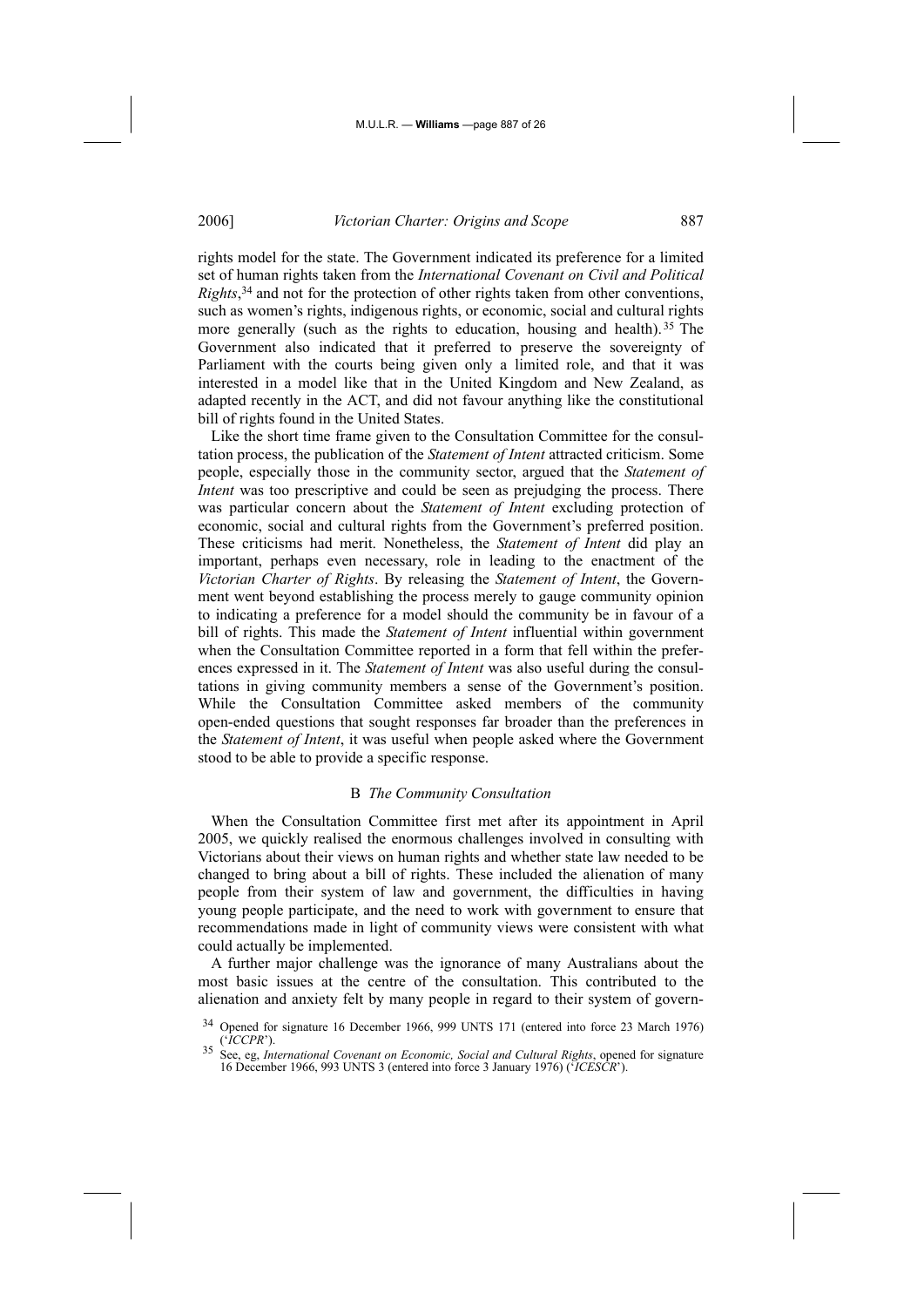rights model for the state. The Government indicated its preference for a limited set of human rights taken from the *International Covenant on Civil and Political Rights*,[34] and not for the protection of other rights taken from other conventions, such as women's rights, indigenous rights, or economic, social and cultural rights more generally (such as the rights to education, housing and health).[35] The Government also indicated that it preferred to preserve the sovereignty of Parliament with the courts being given only a limited role, and that it was interested in a model like that in the United Kingdom and New Zealand, as adapted recently in the ACT, and did not favour anything like the constitutional bill of rights found in the United States.

Like the short time frame given to the Consultation Committee for the consultation process, the publication of the *Statement of Intent* attracted criticism. Some people, especially those in the community sector, argued that the *Statement of Intent* was too prescriptive and could be seen as prejudging the process. There was particular concern about the *Statement of Intent* excluding protection of economic, social and cultural rights from the Government's preferred position. These criticisms had merit. Nonetheless, the *Statement of Intent* did play an important, perhaps even necessary, role in leading to the enactment of the *Victorian Charter of Rights*. By releasing the *Statement of Intent*, the Government went beyond establishing the process merely to gauge community opinion to indicating a preference for a model should the community be in favour of a bill of rights. This made the *Statement of Intent* influential within government when the Consultation Committee reported in a form that fell within the preferences expressed in it. The *Statement of Intent* was also useful during the consultations in giving community members a sense of the Government's position. While the Consultation Committee asked members of the community open-ended questions that sought responses far broader than the preferences in the *Statement of Intent*, it was useful when people asked where the Government stood to be able to provide a specific response.

### B *The Community Consultation*

When the Consultation Committee first met after its appointment in April 2005, we quickly realised the enormous challenges involved in consulting with Victorians about their views on human rights and whether state law needed to be changed to bring about a bill of rights. These included the alienation of many people from their system of law and government, the difficulties in having young people participate, and the need to work with government to ensure that recommendations made in light of community views were consistent with what could actually be implemented.

A further major challenge was the ignorance of many Australians about the most basic issues at the centre of the consultation. This contributed to the alienation and anxiety felt by many people in regard to their system of govern-

[34] Opened for signature 16 December 1966, 999 UNTS 171 (entered into force 23 March 1976) ('*ICCPR*').

[35] See, eg, *International Covenant on Economic, Social and Cultural Rights*, opened for signature 16 December 1966, 993 UNTS 3 (entered into force 3 January 1976) ('*ICESCR*').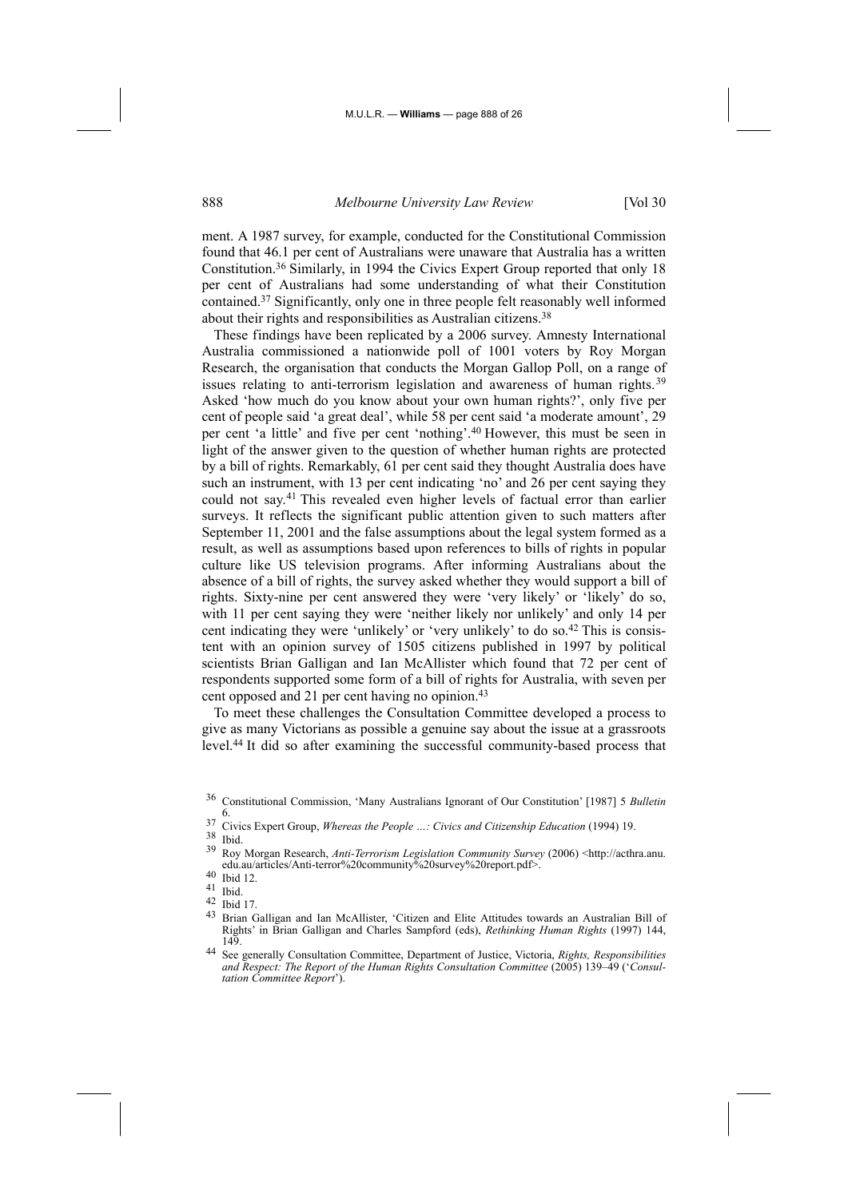ment. A 1987 survey, for example, conducted for the Constitutional Commission found that 46.1 per cent of Australians were unaware that Australia has a written Constitution.[36] Similarly, in 1994 the Civics Expert Group reported that only 18 per cent of Australians had some understanding of what their Constitution contained.[37] Significantly, only one in three people felt reasonably well informed about their rights and responsibilities as Australian citizens.[38]

These findings have been replicated by a 2006 survey. Amnesty International Australia commissioned a nationwide poll of 1001 voters by Roy Morgan Research, the organisation that conducts the Morgan Gallop Poll, on a range of issues relating to anti-terrorism legislation and awareness of human rights.[39] Asked 'how much do you know about your own human rights?', only five per cent of people said 'a great deal', while 58 per cent said 'a moderate amount', 29 per cent 'a little' and five per cent 'nothing'.[40] However, this must be seen in light of the answer given to the question of whether human rights are protected by a bill of rights. Remarkably, 61 per cent said they thought Australia does have such an instrument, with 13 per cent indicating 'no' and 26 per cent saying they could not say.[41] This revealed even higher levels of factual error than earlier surveys. It reflects the significant public attention given to such matters after September 11, 2001 and the false assumptions about the legal system formed as a result, as well as assumptions based upon references to bills of rights in popular culture like US television programs. After informing Australians about the absence of a bill of rights, the survey asked whether they would support a bill of rights. Sixty-nine per cent answered they were 'very likely' or 'likely' do so, with 11 per cent saying they were 'neither likely nor unlikely' and only 14 per cent indicating they were 'unlikely' or 'very unlikely' to do so.[42] This is consistent with an opinion survey of 1505 citizens published in 1997 by political scientists Brian Galligan and Ian McAllister which found that 72 per cent of respondents supported some form of a bill of rights for Australia, with seven per cent opposed and 21 per cent having no opinion.[43]

To meet these challenges the Consultation Committee developed a process to give as many Victorians as possible a genuine say about the issue at a grassroots level.[44] It did so after examining the successful community-based process that

---

[36] Constitutional Commission, 'Many Australians Ignorant of Our Constitution' [1987] 5 *Bulletin* 6.

[37] Civics Expert Group, *Whereas the People …: Civics and Citizenship Education* (1994) 19.

[38] Ibid.

[39] Roy Morgan Research, *Anti-Terrorism Legislation Community Survey* (2006) <http://acthra.anu.edu.au/articles/Anti-terror%20community%20survey%20report.pdf>.

[40] Ibid 12.

[41] Ibid.

[42] Ibid 17.

[43] Brian Galligan and Ian McAllister, 'Citizen and Elite Attitudes towards an Australian Bill of Rights' in Brian Galligan and Charles Sampford (eds), *Rethinking Human Rights* (1997) 144, 149.

[44] See generally Consultation Committee, Department of Justice, Victoria, *Rights, Responsibilities and Respect: The Report of the Human Rights Consultation Committee* (2005) 139–49 ('*Consultation Committee Report*').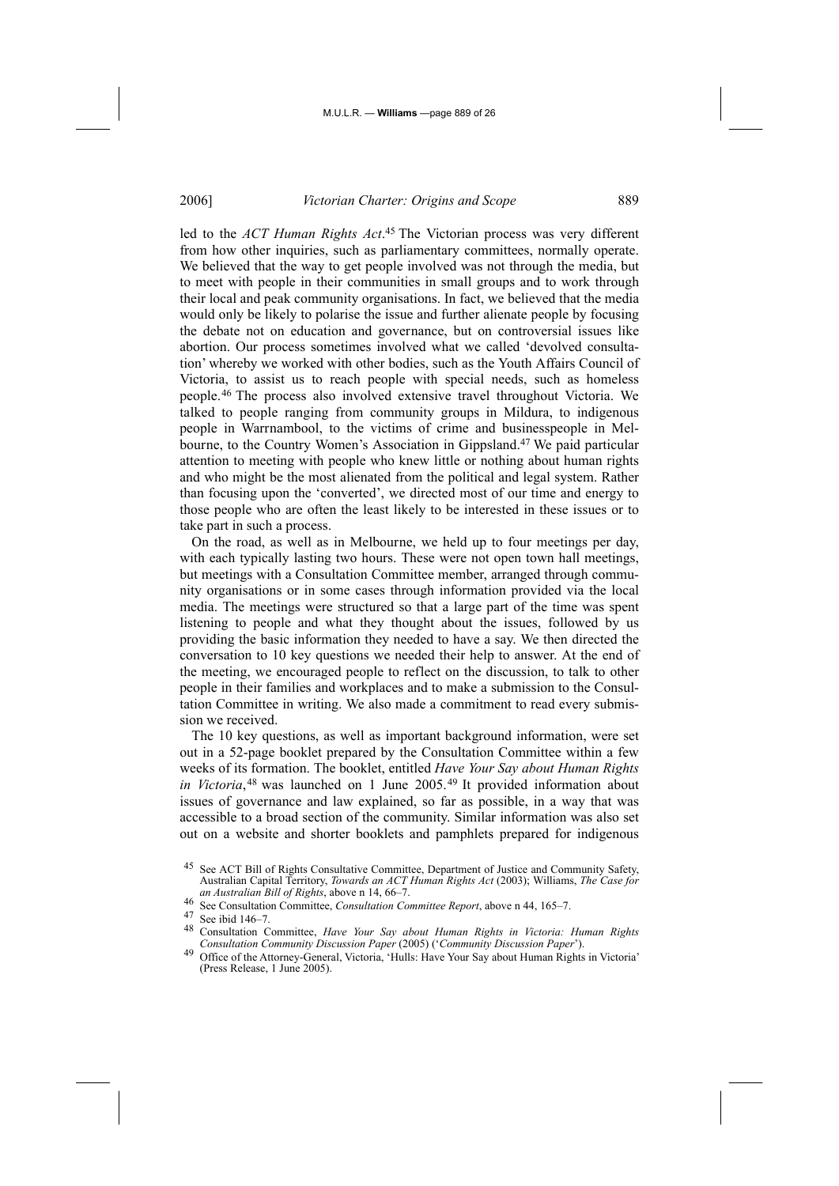led to the *ACT Human Rights Act*.[45] The Victorian process was very different from how other inquiries, such as parliamentary committees, normally operate. We believed that the way to get people involved was not through the media, but to meet with people in their communities in small groups and to work through their local and peak community organisations. In fact, we believed that the media would only be likely to polarise the issue and further alienate people by focusing the debate not on education and governance, but on controversial issues like abortion. Our process sometimes involved what we called 'devolved consultation' whereby we worked with other bodies, such as the Youth Affairs Council of Victoria, to assist us to reach people with special needs, such as homeless people.[46] The process also involved extensive travel throughout Victoria. We talked to people ranging from community groups in Mildura, to indigenous people in Warrnambool, to the victims of crime and businesspeople in Melbourne, to the Country Women's Association in Gippsland.[47] We paid particular attention to meeting with people who knew little or nothing about human rights and who might be the most alienated from the political and legal system. Rather than focusing upon the 'converted', we directed most of our time and energy to those people who are often the least likely to be interested in these issues or to take part in such a process.

On the road, as well as in Melbourne, we held up to four meetings per day, with each typically lasting two hours. These were not open town hall meetings, but meetings with a Consultation Committee member, arranged through community organisations or in some cases through information provided via the local media. The meetings were structured so that a large part of the time was spent listening to people and what they thought about the issues, followed by us providing the basic information they needed to have a say. We then directed the conversation to 10 key questions we needed their help to answer. At the end of the meeting, we encouraged people to reflect on the discussion, to talk to other people in their families and workplaces and to make a submission to the Consultation Committee in writing. We also made a commitment to read every submission we received.

The 10 key questions, as well as important background information, were set out in a 52-page booklet prepared by the Consultation Committee within a few weeks of its formation. The booklet, entitled *Have Your Say about Human Rights in Victoria*,[48] was launched on 1 June 2005.[49] It provided information about issues of governance and law explained, so far as possible, in a way that was accessible to a broad section of the community. Similar information was also set out on a website and shorter booklets and pamphlets prepared for indigenous

---

[45] See ACT Bill of Rights Consultative Committee, Department of Justice and Community Safety, Australian Capital Territory, *Towards an ACT Human Rights Act* (2003); Williams, *The Case for an Australian Bill of Rights*, above n 14, 66–7.

[46] See Consultation Committee, *Consultation Committee Report*, above n 44, 165–7.

[47] See ibid 146–7.

[48] Consultation Committee, *Have Your Say about Human Rights in Victoria: Human Rights Consultation Community Discussion Paper* (2005) ('*Community Discussion Paper*').

[49] Office of the Attorney-General, Victoria, 'Hulls: Have Your Say about Human Rights in Victoria' (Press Release, 1 June 2005).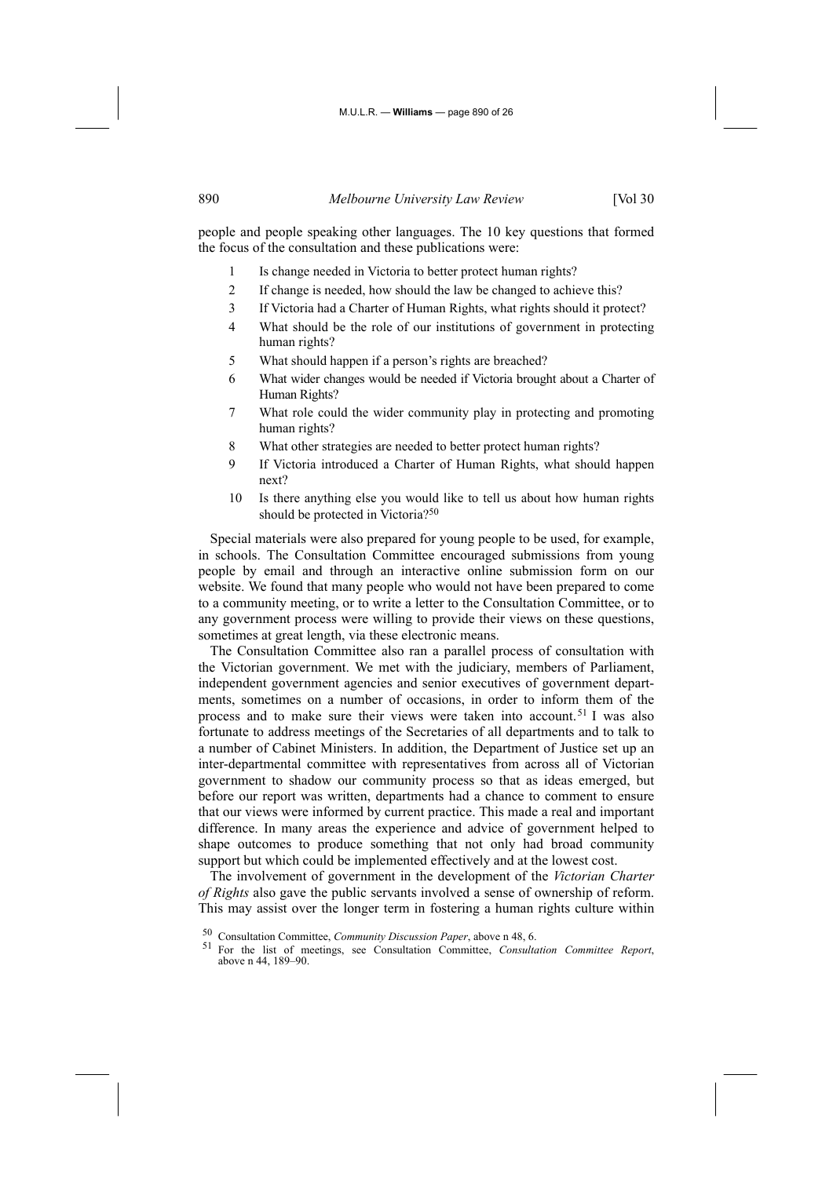people and people speaking other languages. The 10 key questions that formed the focus of the consultation and these publications were:

1. Is change needed in Victoria to better protect human rights?
2. If change is needed, how should the law be changed to achieve this?
3. If Victoria had a Charter of Human Rights, what rights should it protect?
4. What should be the role of our institutions of government in protecting human rights?
5. What should happen if a person's rights are breached?
6. What wider changes would be needed if Victoria brought about a Charter of Human Rights?
7. What role could the wider community play in protecting and promoting human rights?
8. What other strategies are needed to better protect human rights?
9. If Victoria introduced a Charter of Human Rights, what should happen next?
10. Is there anything else you would like to tell us about how human rights should be protected in Victoria?[50]

Special materials were also prepared for young people to be used, for example, in schools. The Consultation Committee encouraged submissions from young people by email and through an interactive online submission form on our website. We found that many people who would not have been prepared to come to a community meeting, or to write a letter to the Consultation Committee, or to any government process were willing to provide their views on these questions, sometimes at great length, via these electronic means.

The Consultation Committee also ran a parallel process of consultation with the Victorian government. We met with the judiciary, members of Parliament, independent government agencies and senior executives of government departments, sometimes on a number of occasions, in order to inform them of the process and to make sure their views were taken into account.[51] I was also fortunate to address meetings of the Secretaries of all departments and to talk to a number of Cabinet Ministers. In addition, the Department of Justice set up an inter-departmental committee with representatives from across all of Victorian government to shadow our community process so that as ideas emerged, but before our report was written, departments had a chance to comment to ensure that our views were informed by current practice. This made a real and important difference. In many areas the experience and advice of government helped to shape outcomes to produce something that not only had broad community support but which could be implemented effectively and at the lowest cost.

The involvement of government in the development of the *Victorian Charter of Rights* also gave the public servants involved a sense of ownership of reform. This may assist over the longer term in fostering a human rights culture within

[50] Consultation Committee, *Community Discussion Paper*, above n 48, 6.

[51] For the list of meetings, see Consultation Committee, *Consultation Committee Report*, above n 44, 189–90.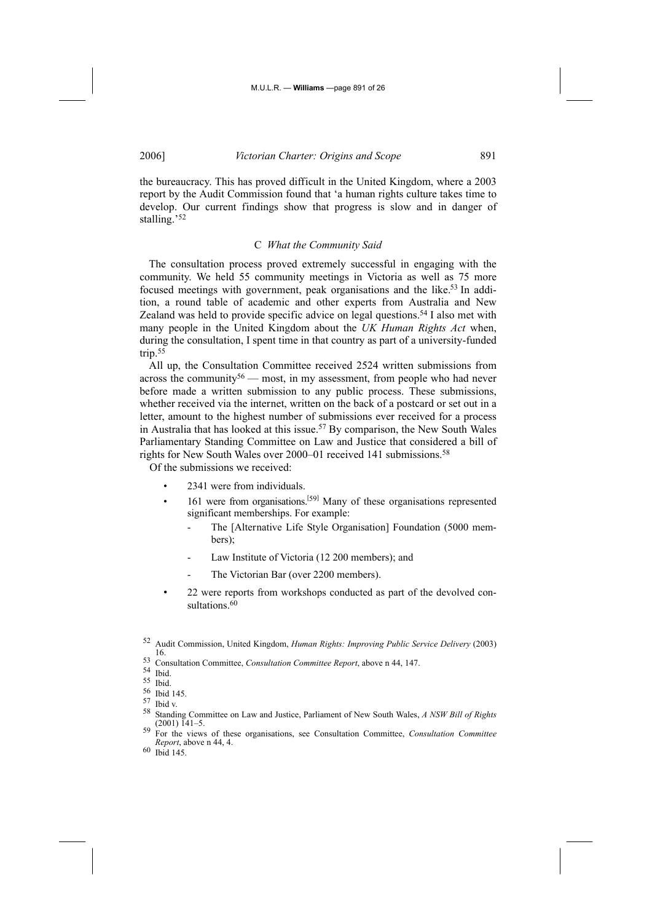the bureaucracy. This has proved difficult in the United Kingdom, where a 2003 report by the Audit Commission found that 'a human rights culture takes time to develop. Our current findings show that progress is slow and in danger of stalling.'[52]

### C *What the Community Said*

The consultation process proved extremely successful in engaging with the community. We held 55 community meetings in Victoria as well as 75 more focused meetings with government, peak organisations and the like.[53] In addition, a round table of academic and other experts from Australia and New Zealand was held to provide specific advice on legal questions.[54] I also met with many people in the United Kingdom about the *UK Human Rights Act* when, during the consultation, I spent time in that country as part of a university-funded trip.[55]

All up, the Consultation Committee received 2524 written submissions from across the community[56] — most, in my assessment, from people who had never before made a written submission to any public process. These submissions, whether received via the internet, written on the back of a postcard or set out in a letter, amount to the highest number of submissions ever received for a process in Australia that has looked at this issue.[57] By comparison, the New South Wales Parliamentary Standing Committee on Law and Justice that considered a bill of rights for New South Wales over 2000–01 received 141 submissions.[58]

Of the submissions we received:

- 2341 were from individuals.
- 161 were from organisations.[59] Many of these organisations represented significant memberships. For example:
  - The [Alternative Life Style Organisation] Foundation (5000 members);
  - Law Institute of Victoria (12 200 members); and
  - The Victorian Bar (over 2200 members).
- 22 were reports from workshops conducted as part of the devolved consultations.[60]

---

[52] Audit Commission, United Kingdom, *Human Rights: Improving Public Service Delivery* (2003) 16.

[53] Consultation Committee, *Consultation Committee Report*, above n 44, 147.

[54] Ibid.

[55] Ibid.

[56] Ibid 145.

[57] Ibid v.

[58] Standing Committee on Law and Justice, Parliament of New South Wales, *A NSW Bill of Rights* (2001) 141–5.

[59] For the views of these organisations, see Consultation Committee, *Consultation Committee Report*, above n 44, 4.

[60] Ibid 145.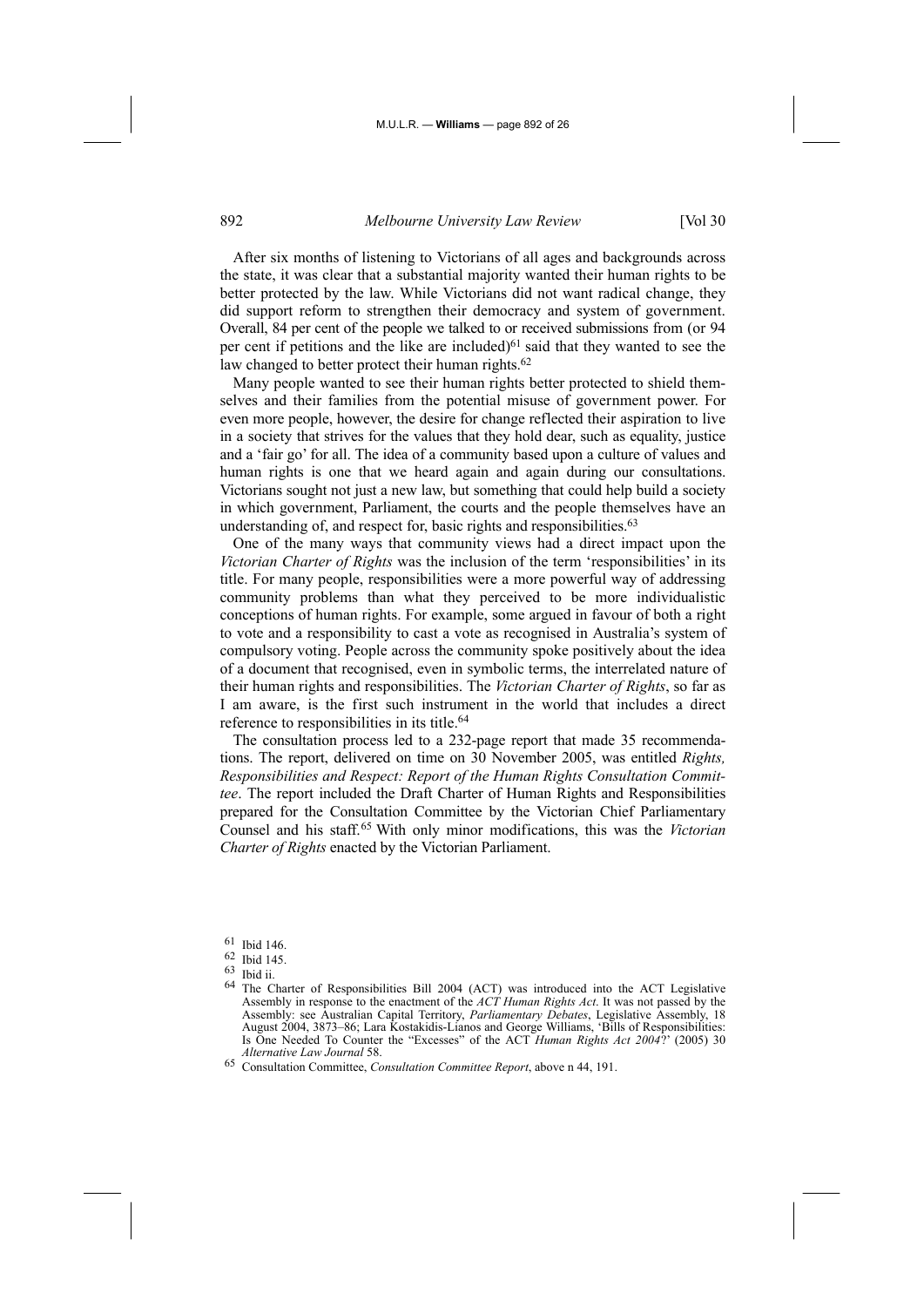After six months of listening to Victorians of all ages and backgrounds across the state, it was clear that a substantial majority wanted their human rights to be better protected by the law. While Victorians did not want radical change, they did support reform to strengthen their democracy and system of government. Overall, 84 per cent of the people we talked to or received submissions from (or 94 per cent if petitions and the like are included)[61] said that they wanted to see the law changed to better protect their human rights.[62]

Many people wanted to see their human rights better protected to shield themselves and their families from the potential misuse of government power. For even more people, however, the desire for change reflected their aspiration to live in a society that strives for the values that they hold dear, such as equality, justice and a 'fair go' for all. The idea of a community based upon a culture of values and human rights is one that we heard again and again during our consultations. Victorians sought not just a new law, but something that could help build a society in which government, Parliament, the courts and the people themselves have an understanding of, and respect for, basic rights and responsibilities.[63]

One of the many ways that community views had a direct impact upon the *Victorian Charter of Rights* was the inclusion of the term 'responsibilities' in its title. For many people, responsibilities were a more powerful way of addressing community problems than what they perceived to be more individualistic conceptions of human rights. For example, some argued in favour of both a right to vote and a responsibility to cast a vote as recognised in Australia's system of compulsory voting. People across the community spoke positively about the idea of a document that recognised, even in symbolic terms, the interrelated nature of their human rights and responsibilities. The *Victorian Charter of Rights*, so far as I am aware, is the first such instrument in the world that includes a direct reference to responsibilities in its title.[64]

The consultation process led to a 232-page report that made 35 recommendations. The report, delivered on time on 30 November 2005, was entitled *Rights, Responsibilities and Respect: Report of the Human Rights Consultation Committee*. The report included the Draft Charter of Human Rights and Responsibilities prepared for the Consultation Committee by the Victorian Chief Parliamentary Counsel and his staff.[65] With only minor modifications, this was the *Victorian Charter of Rights* enacted by the Victorian Parliament.

---

[61] Ibid 146.

[62] Ibid 145.

[63] Ibid ii.

[64] The Charter of Responsibilities Bill 2004 (ACT) was introduced into the ACT Legislative Assembly in response to the enactment of the *ACT Human Rights Act*. It was not passed by the Assembly: see Australian Capital Territory, *Parliamentary Debates*, Legislative Assembly, 18 August 2004, 3873–86; Lara Kostakidis-Lianos and George Williams, 'Bills of Responsibilities: Is One Needed To Counter the "Excesses" of the ACT *Human Rights Act 2004*?' (2005) 30 *Alternative Law Journal* 58.

[65] Consultation Committee, *Consultation Committee Report*, above n 44, 191.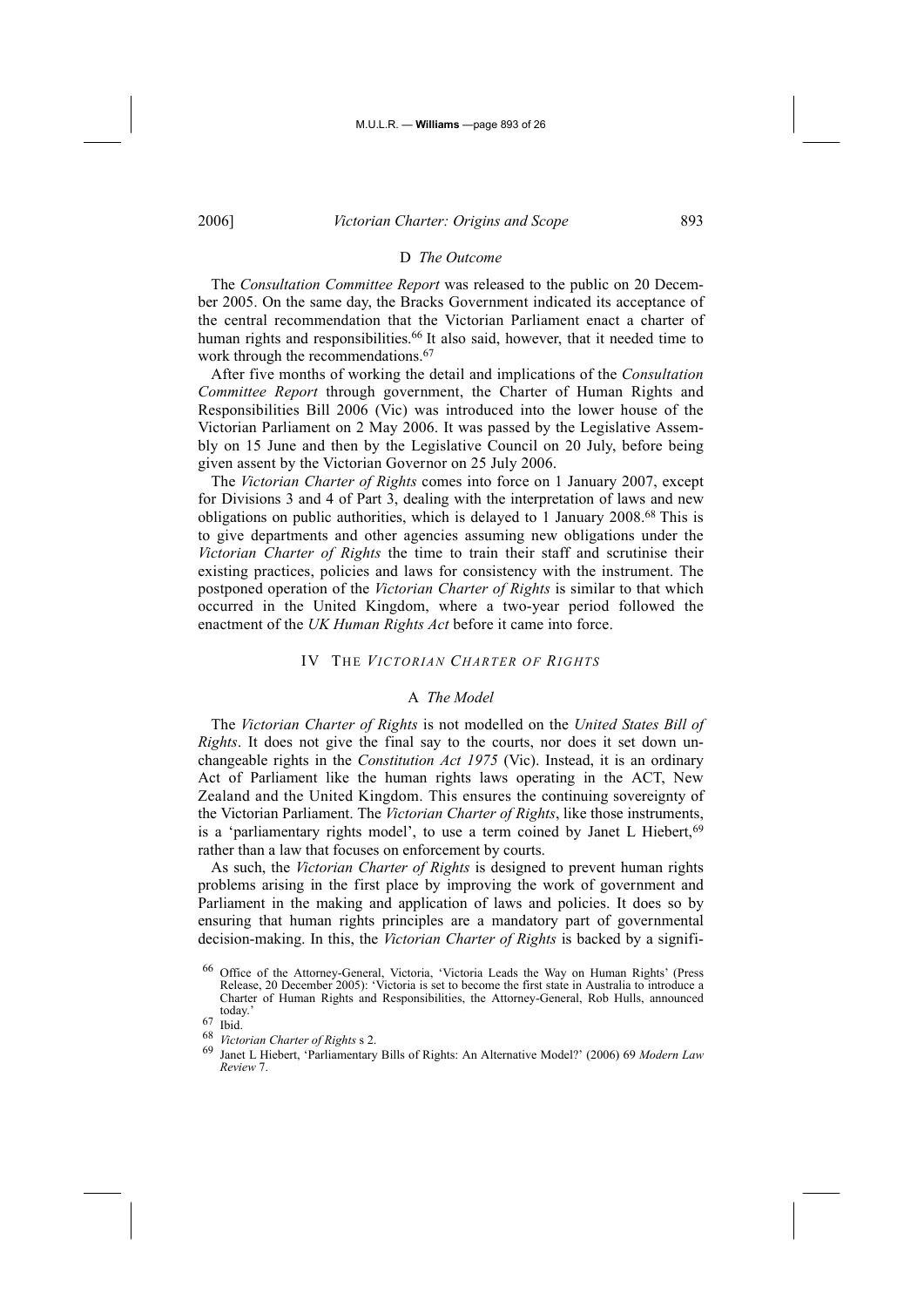### D *The Outcome*

The *Consultation Committee Report* was released to the public on 20 December 2005. On the same day, the Bracks Government indicated its acceptance of the central recommendation that the Victorian Parliament enact a charter of human rights and responsibilities.[66] It also said, however, that it needed time to work through the recommendations.[67]

After five months of working the detail and implications of the *Consultation Committee Report* through government, the Charter of Human Rights and Responsibilities Bill 2006 (Vic) was introduced into the lower house of the Victorian Parliament on 2 May 2006. It was passed by the Legislative Assembly on 15 June and then by the Legislative Council on 20 July, before being given assent by the Victorian Governor on 25 July 2006.

The *Victorian Charter of Rights* comes into force on 1 January 2007, except for Divisions 3 and 4 of Part 3, dealing with the interpretation of laws and new obligations on public authorities, which is delayed to 1 January 2008.[68] This is to give departments and other agencies assuming new obligations under the *Victorian Charter of Rights* the time to train their staff and scrutinise their existing practices, policies and laws for consistency with the instrument. The postponed operation of the *Victorian Charter of Rights* is similar to that which occurred in the United Kingdom, where a two-year period followed the enactment of the *UK Human Rights Act* before it came into force.

## IV THE *VICTORIAN CHARTER OF RIGHTS*

### A *The Model*

The *Victorian Charter of Rights* is not modelled on the *United States Bill of Rights*. It does not give the final say to the courts, nor does it set down unchangeable rights in the *Constitution Act 1975* (Vic). Instead, it is an ordinary Act of Parliament like the human rights laws operating in the ACT, New Zealand and the United Kingdom. This ensures the continuing sovereignty of the Victorian Parliament. The *Victorian Charter of Rights*, like those instruments, is a 'parliamentary rights model', to use a term coined by Janet L Hiebert,[69] rather than a law that focuses on enforcement by courts.

As such, the *Victorian Charter of Rights* is designed to prevent human rights problems arising in the first place by improving the work of government and Parliament in the making and application of laws and policies. It does so by ensuring that human rights principles are a mandatory part of governmental decision-making. In this, the *Victorian Charter of Rights* is backed by a signifi-

---

[66] Office of the Attorney-General, Victoria, 'Victoria Leads the Way on Human Rights' (Press Release, 20 December 2005): 'Victoria is set to become the first state in Australia to introduce a Charter of Human Rights and Responsibilities, the Attorney-General, Rob Hulls, announced today.'

[67] Ibid.

[68] *Victorian Charter of Rights* s 2.

[69] Janet L Hiebert, 'Parliamentary Bills of Rights: An Alternative Model?' (2006) 69 *Modern Law Review* 7.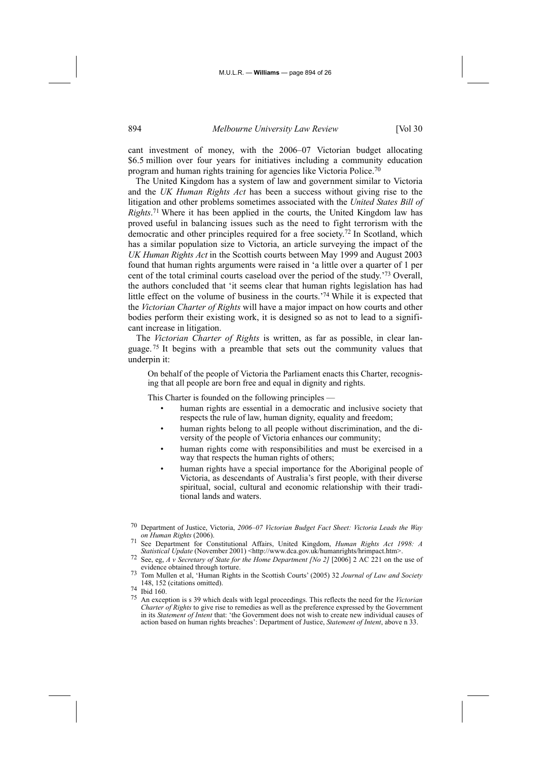cant investment of money, with the 2006–07 Victorian budget allocating $6.5 million over four years for initiatives including a community education program and human rights training for agencies like Victoria Police.[70]

The United Kingdom has a system of law and government similar to Victoria and the *UK Human Rights Act* has been a success without giving rise to the litigation and other problems sometimes associated with the *United States Bill of Rights*.[71] Where it has been applied in the courts, the United Kingdom law has proved useful in balancing issues such as the need to fight terrorism with the democratic and other principles required for a free society.[72] In Scotland, which has a similar population size to Victoria, an article surveying the impact of the *UK Human Rights Act* in the Scottish courts between May 1999 and August 2003 found that human rights arguments were raised in 'a little over a quarter of 1 per cent of the total criminal courts caseload over the period of the study.'[73] Overall, the authors concluded that 'it seems clear that human rights legislation has had little effect on the volume of business in the courts.'[74] While it is expected that the *Victorian Charter of Rights* will have a major impact on how courts and other bodies perform their existing work, it is designed so as not to lead to a significant increase in litigation.

The *Victorian Charter of Rights* is written, as far as possible, in clear language.[75] It begins with a preamble that sets out the community values that underpin it:

> On behalf of the people of Victoria the Parliament enacts this Charter, recognising that all people are born free and equal in dignity and rights.
>
> This Charter is founded on the following principles —
>
> - human rights are essential in a democratic and inclusive society that respects the rule of law, human dignity, equality and freedom;
> - human rights belong to all people without discrimination, and the diversity of the people of Victoria enhances our community;
> - human rights come with responsibilities and must be exercised in a way that respects the human rights of others;
> - human rights have a special importance for the Aboriginal people of Victoria, as descendants of Australia's first people, with their diverse spiritual, social, cultural and economic relationship with their traditional lands and waters.

---

[70] Department of Justice, Victoria, *2006–07 Victorian Budget Fact Sheet: Victoria Leads the Way on Human Rights* (2006).

[71] See Department for Constitutional Affairs, United Kingdom, *Human Rights Act 1998: A Statistical Update* (November 2001) <http://www.dca.gov.uk/humanrights/hrimpact.htm>.

[72] See, eg, *A v Secretary of State for the Home Department [No 2]* [2006] 2 AC 221 on the use of evidence obtained through torture.

[73] Tom Mullen et al, 'Human Rights in the Scottish Courts' (2005) 32 *Journal of Law and Society* 148, 152 (citations omitted).

[74] Ibid 160.

[75] An exception is s 39 which deals with legal proceedings. This reflects the need for the *Victorian Charter of Rights* to give rise to remedies as well as the preference expressed by the Government in its *Statement of Intent* that: 'the Government does not wish to create new individual causes of action based on human rights breaches': Department of Justice, *Statement of Intent*, above n 33.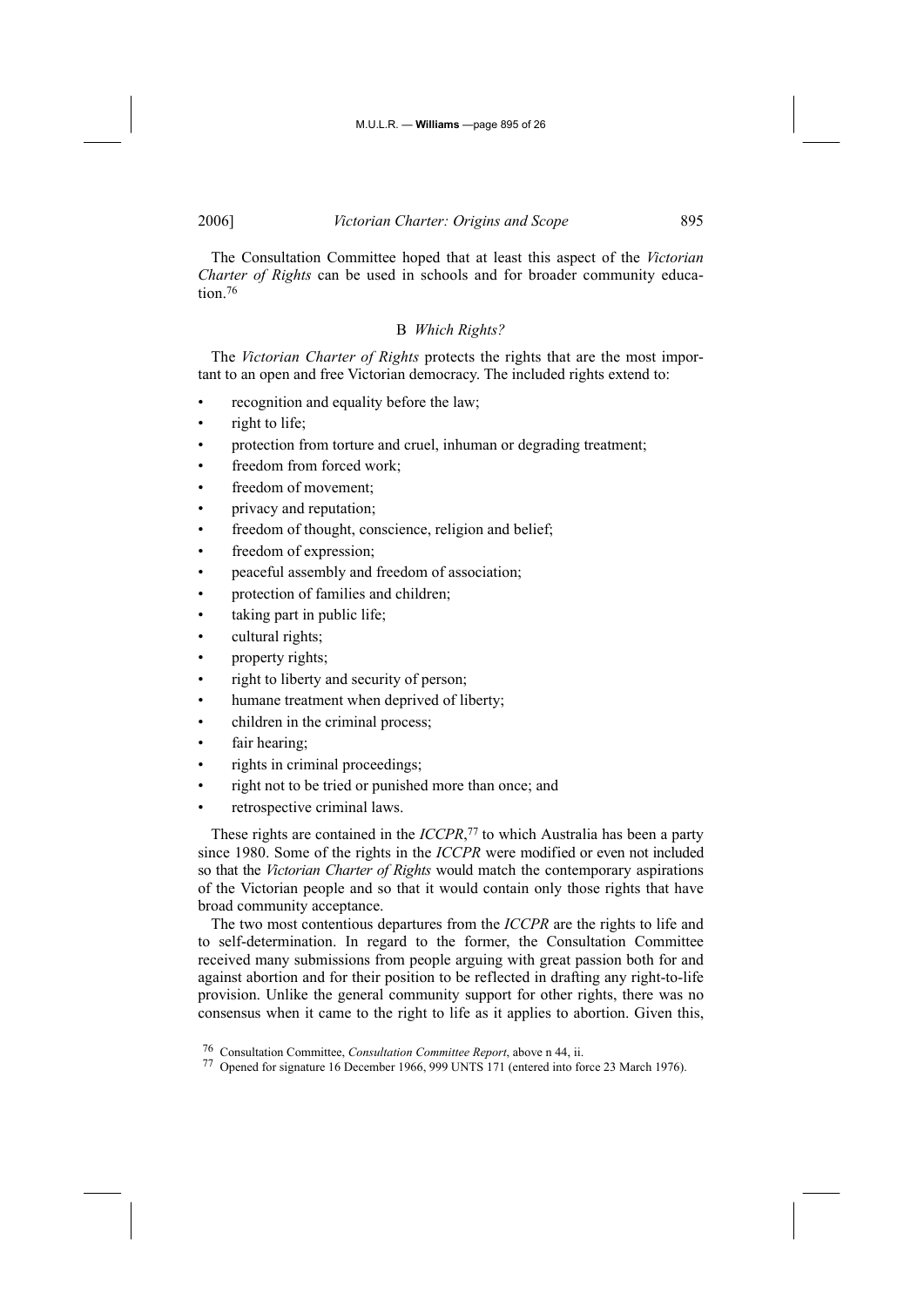The Consultation Committee hoped that at least this aspect of the *Victorian Charter of Rights* can be used in schools and for broader community education.[76]

### B *Which Rights?*

The *Victorian Charter of Rights* protects the rights that are the most important to an open and free Victorian democracy. The included rights extend to:

- recognition and equality before the law;
- right to life;
- protection from torture and cruel, inhuman or degrading treatment;
- freedom from forced work;
- freedom of movement;
- privacy and reputation;
- freedom of thought, conscience, religion and belief;
- freedom of expression;
- peaceful assembly and freedom of association;
- protection of families and children;
- taking part in public life;
- cultural rights;
- property rights;
- right to liberty and security of person;
- humane treatment when deprived of liberty;
- children in the criminal process;
- fair hearing;
- rights in criminal proceedings;
- right not to be tried or punished more than once; and
- retrospective criminal laws.

These rights are contained in the *ICCPR*,[77] to which Australia has been a party since 1980. Some of the rights in the *ICCPR* were modified or even not included so that the *Victorian Charter of Rights* would match the contemporary aspirations of the Victorian people and so that it would contain only those rights that have broad community acceptance.

The two most contentious departures from the *ICCPR* are the rights to life and to self-determination. In regard to the former, the Consultation Committee received many submissions from people arguing with great passion both for and against abortion and for their position to be reflected in drafting any right-to-life provision. Unlike the general community support for other rights, there was no consensus when it came to the right to life as it applies to abortion. Given this,

[76] Consultation Committee, *Consultation Committee Report*, above n 44, ii.

[77] Opened for signature 16 December 1966, 999 UNTS 171 (entered into force 23 March 1976).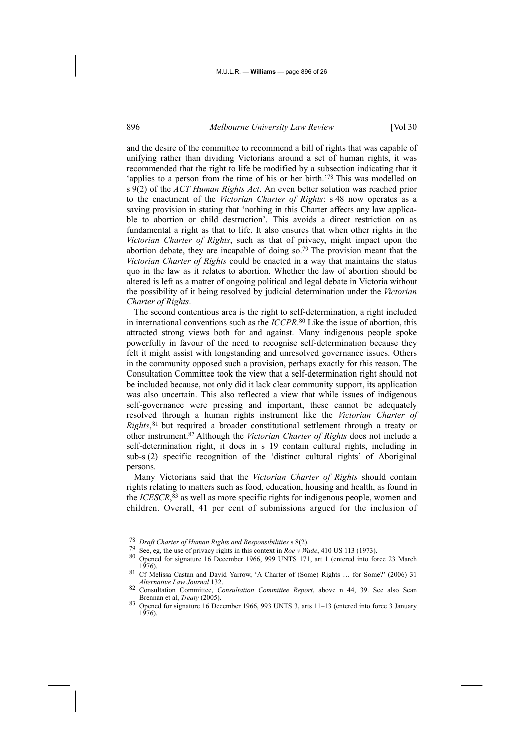and the desire of the committee to recommend a bill of rights that was capable of unifying rather than dividing Victorians around a set of human rights, it was recommended that the right to life be modified by a subsection indicating that it 'applies to a person from the time of his or her birth.'[78] This was modelled on s 9(2) of the *ACT Human Rights Act*. An even better solution was reached prior to the enactment of the *Victorian Charter of Rights*: s 48 now operates as a saving provision in stating that 'nothing in this Charter affects any law applicable to abortion or child destruction'. This avoids a direct restriction on as fundamental a right as that to life. It also ensures that when other rights in the *Victorian Charter of Rights*, such as that of privacy, might impact upon the abortion debate, they are incapable of doing so.[79] The provision meant that the *Victorian Charter of Rights* could be enacted in a way that maintains the status quo in the law as it relates to abortion. Whether the law of abortion should be altered is left as a matter of ongoing political and legal debate in Victoria without the possibility of it being resolved by judicial determination under the *Victorian Charter of Rights*.

The second contentious area is the right to self-determination, a right included in international conventions such as the *ICCPR*.[80] Like the issue of abortion, this attracted strong views both for and against. Many indigenous people spoke powerfully in favour of the need to recognise self-determination because they felt it might assist with longstanding and unresolved governance issues. Others in the community opposed such a provision, perhaps exactly for this reason. The Consultation Committee took the view that a self-determination right should not be included because, not only did it lack clear community support, its application was also uncertain. This also reflected a view that while issues of indigenous self-governance were pressing and important, these cannot be adequately resolved through a human rights instrument like the *Victorian Charter of Rights*,[81] but required a broader constitutional settlement through a treaty or other instrument.[82] Although the *Victorian Charter of Rights* does not include a self-determination right, it does in s 19 contain cultural rights, including in sub-s (2) specific recognition of the 'distinct cultural rights' of Aboriginal persons.

Many Victorians said that the *Victorian Charter of Rights* should contain rights relating to matters such as food, education, housing and health, as found in the *ICESCR*,[83] as well as more specific rights for indigenous people, women and children. Overall, 41 per cent of submissions argued for the inclusion of

---

[78] *Draft Charter of Human Rights and Responsibilities* s 8(2).

[79] See, eg, the use of privacy rights in this context in *Roe v Wade*, 410 US 113 (1973).

[80] Opened for signature 16 December 1966, 999 UNTS 171, art 1 (entered into force 23 March 1976).

[81] Cf Melissa Castan and David Yarrow, 'A Charter of (Some) Rights … for Some?' (2006) 31 *Alternative Law Journal* 132.

[82] Consultation Committee, *Consultation Committee Report*, above n 44, 39. See also Sean Brennan et al, *Treaty* (2005).

[83] Opened for signature 16 December 1966, 993 UNTS 3, arts 11–13 (entered into force 3 January 1976).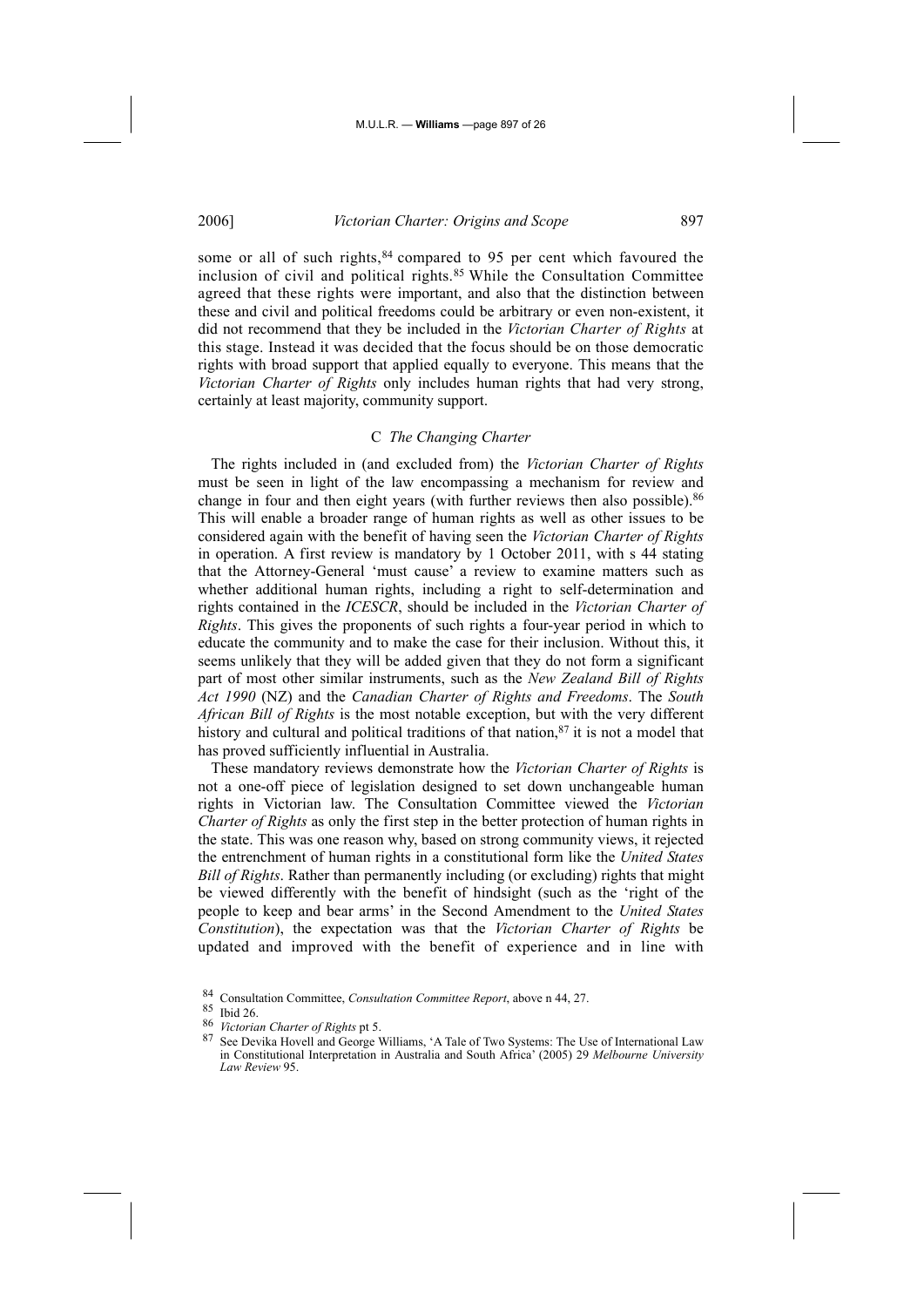some or all of such rights,[84] compared to 95 per cent which favoured the inclusion of civil and political rights.[85] While the Consultation Committee agreed that these rights were important, and also that the distinction between these and civil and political freedoms could be arbitrary or even non-existent, it did not recommend that they be included in the *Victorian Charter of Rights* at this stage. Instead it was decided that the focus should be on those democratic rights with broad support that applied equally to everyone. This means that the *Victorian Charter of Rights* only includes human rights that had very strong, certainly at least majority, community support.

### C *The Changing Charter*

The rights included in (and excluded from) the *Victorian Charter of Rights* must be seen in light of the law encompassing a mechanism for review and change in four and then eight years (with further reviews then also possible).[86] This will enable a broader range of human rights as well as other issues to be considered again with the benefit of having seen the *Victorian Charter of Rights* in operation. A first review is mandatory by 1 October 2011, with s 44 stating that the Attorney-General 'must cause' a review to examine matters such as whether additional human rights, including a right to self-determination and rights contained in the *ICESCR*, should be included in the *Victorian Charter of Rights*. This gives the proponents of such rights a four-year period in which to educate the community and to make the case for their inclusion. Without this, it seems unlikely that they will be added given that they do not form a significant part of most other similar instruments, such as the *New Zealand Bill of Rights Act 1990* (NZ) and the *Canadian Charter of Rights and Freedoms*. The *South African Bill of Rights* is the most notable exception, but with the very different history and cultural and political traditions of that nation,[87] it is not a model that has proved sufficiently influential in Australia.

These mandatory reviews demonstrate how the *Victorian Charter of Rights* is not a one-off piece of legislation designed to set down unchangeable human rights in Victorian law. The Consultation Committee viewed the *Victorian Charter of Rights* as only the first step in the better protection of human rights in the state. This was one reason why, based on strong community views, it rejected the entrenchment of human rights in a constitutional form like the *United States Bill of Rights*. Rather than permanently including (or excluding) rights that might be viewed differently with the benefit of hindsight (such as the 'right of the people to keep and bear arms' in the Second Amendment to the *United States Constitution*), the expectation was that the *Victorian Charter of Rights* be updated and improved with the benefit of experience and in line with

---

[84] Consultation Committee, *Consultation Committee Report*, above n 44, 27.

[85] Ibid 26.

[86] *Victorian Charter of Rights* pt 5.

[87] See Devika Hovell and George Williams, 'A Tale of Two Systems: The Use of International Law in Constitutional Interpretation in Australia and South Africa' (2005) 29 *Melbourne University Law Review* 95.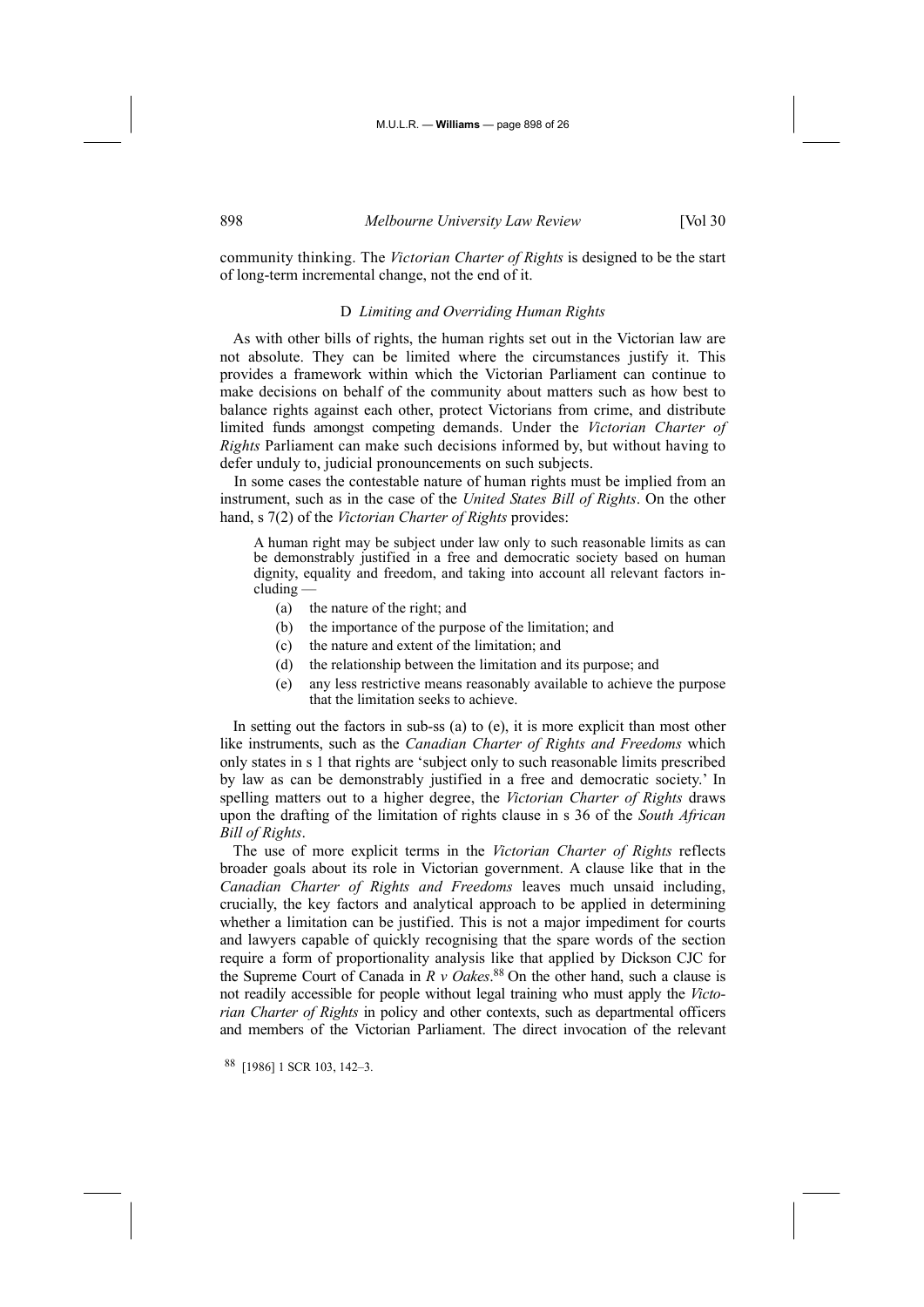community thinking. The *Victorian Charter of Rights* is designed to be the start of long-term incremental change, not the end of it.

### D *Limiting and Overriding Human Rights*

As with other bills of rights, the human rights set out in the Victorian law are not absolute. They can be limited where the circumstances justify it. This provides a framework within which the Victorian Parliament can continue to make decisions on behalf of the community about matters such as how best to balance rights against each other, protect Victorians from crime, and distribute limited funds amongst competing demands. Under the *Victorian Charter of Rights* Parliament can make such decisions informed by, but without having to defer unduly to, judicial pronouncements on such subjects.

In some cases the contestable nature of human rights must be implied from an instrument, such as in the case of the *United States Bill of Rights*. On the other hand, s 7(2) of the *Victorian Charter of Rights* provides:

> A human right may be subject under law only to such reasonable limits as can be demonstrably justified in a free and democratic society based on human dignity, equality and freedom, and taking into account all relevant factors including —
>
> (a) the nature of the right; and
>
> (b) the importance of the purpose of the limitation; and
>
> (c) the nature and extent of the limitation; and
>
> (d) the relationship between the limitation and its purpose; and
>
> (e) any less restrictive means reasonably available to achieve the purpose that the limitation seeks to achieve.

In setting out the factors in sub-ss (a) to (e), it is more explicit than most other like instruments, such as the *Canadian Charter of Rights and Freedoms* which only states in s 1 that rights are 'subject only to such reasonable limits prescribed by law as can be demonstrably justified in a free and democratic society.' In spelling matters out to a higher degree, the *Victorian Charter of Rights* draws upon the drafting of the limitation of rights clause in s 36 of the *South African Bill of Rights*.

The use of more explicit terms in the *Victorian Charter of Rights* reflects broader goals about its role in Victorian government. A clause like that in the *Canadian Charter of Rights and Freedoms* leaves much unsaid including, crucially, the key factors and analytical approach to be applied in determining whether a limitation can be justified. This is not a major impediment for courts and lawyers capable of quickly recognising that the spare words of the section require a form of proportionality analysis like that applied by Dickson CJC for the Supreme Court of Canada in *R v Oakes*.[88] On the other hand, such a clause is not readily accessible for people without legal training who must apply the *Victorian Charter of Rights* in policy and other contexts, such as departmental officers and members of the Victorian Parliament. The direct invocation of the relevant

[88] [1986] 1 SCR 103, 142–3.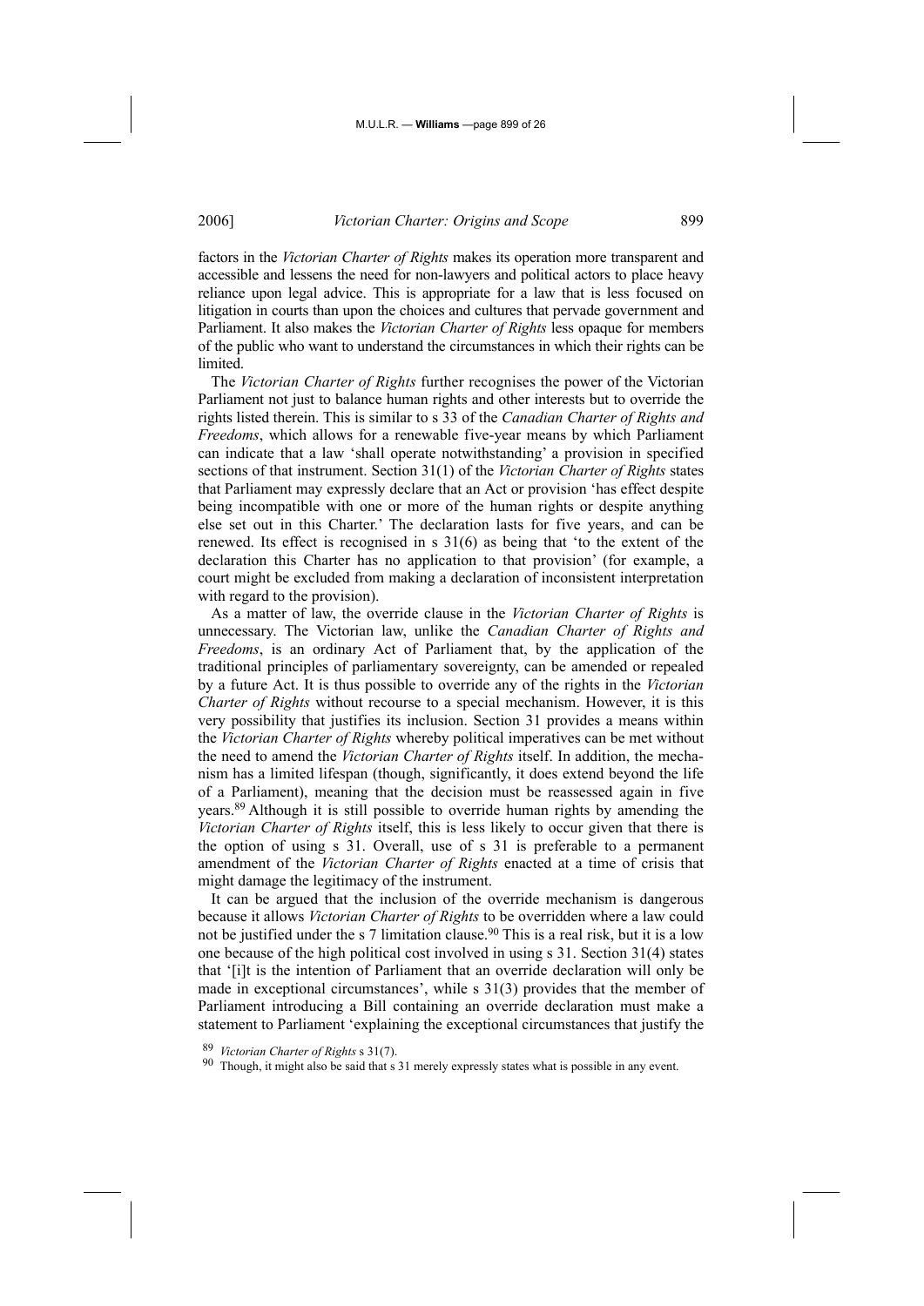factors in the *Victorian Charter of Rights* makes its operation more transparent and accessible and lessens the need for non-lawyers and political actors to place heavy reliance upon legal advice. This is appropriate for a law that is less focused on litigation in courts than upon the choices and cultures that pervade government and Parliament. It also makes the *Victorian Charter of Rights* less opaque for members of the public who want to understand the circumstances in which their rights can be limited.

The *Victorian Charter of Rights* further recognises the power of the Victorian Parliament not just to balance human rights and other interests but to override the rights listed therein. This is similar to s 33 of the *Canadian Charter of Rights and Freedoms*, which allows for a renewable five-year means by which Parliament can indicate that a law 'shall operate notwithstanding' a provision in specified sections of that instrument. Section 31(1) of the *Victorian Charter of Rights* states that Parliament may expressly declare that an Act or provision 'has effect despite being incompatible with one or more of the human rights or despite anything else set out in this Charter.' The declaration lasts for five years, and can be renewed. Its effect is recognised in s 31(6) as being that 'to the extent of the declaration this Charter has no application to that provision' (for example, a court might be excluded from making a declaration of inconsistent interpretation with regard to the provision).

As a matter of law, the override clause in the *Victorian Charter of Rights* is unnecessary. The Victorian law, unlike the *Canadian Charter of Rights and Freedoms*, is an ordinary Act of Parliament that, by the application of the traditional principles of parliamentary sovereignty, can be amended or repealed by a future Act. It is thus possible to override any of the rights in the *Victorian Charter of Rights* without recourse to a special mechanism. However, it is this very possibility that justifies its inclusion. Section 31 provides a means within the *Victorian Charter of Rights* whereby political imperatives can be met without the need to amend the *Victorian Charter of Rights* itself. In addition, the mechanism has a limited lifespan (though, significantly, it does extend beyond the life of a Parliament), meaning that the decision must be reassessed again in five years.[89] Although it is still possible to override human rights by amending the *Victorian Charter of Rights* itself, this is less likely to occur given that there is the option of using s 31. Overall, use of s 31 is preferable to a permanent amendment of the *Victorian Charter of Rights* enacted at a time of crisis that might damage the legitimacy of the instrument.

It can be argued that the inclusion of the override mechanism is dangerous because it allows *Victorian Charter of Rights* to be overridden where a law could not be justified under the s 7 limitation clause.[90] This is a real risk, but it is a low one because of the high political cost involved in using s 31. Section 31(4) states that '[i]t is the intention of Parliament that an override declaration will only be made in exceptional circumstances', while s 31(3) provides that the member of Parliament introducing a Bill containing an override declaration must make a statement to Parliament 'explaining the exceptional circumstances that justify the

[89] *Victorian Charter of Rights* s 31(7).

[90] Though, it might also be said that s 31 merely expressly states what is possible in any event.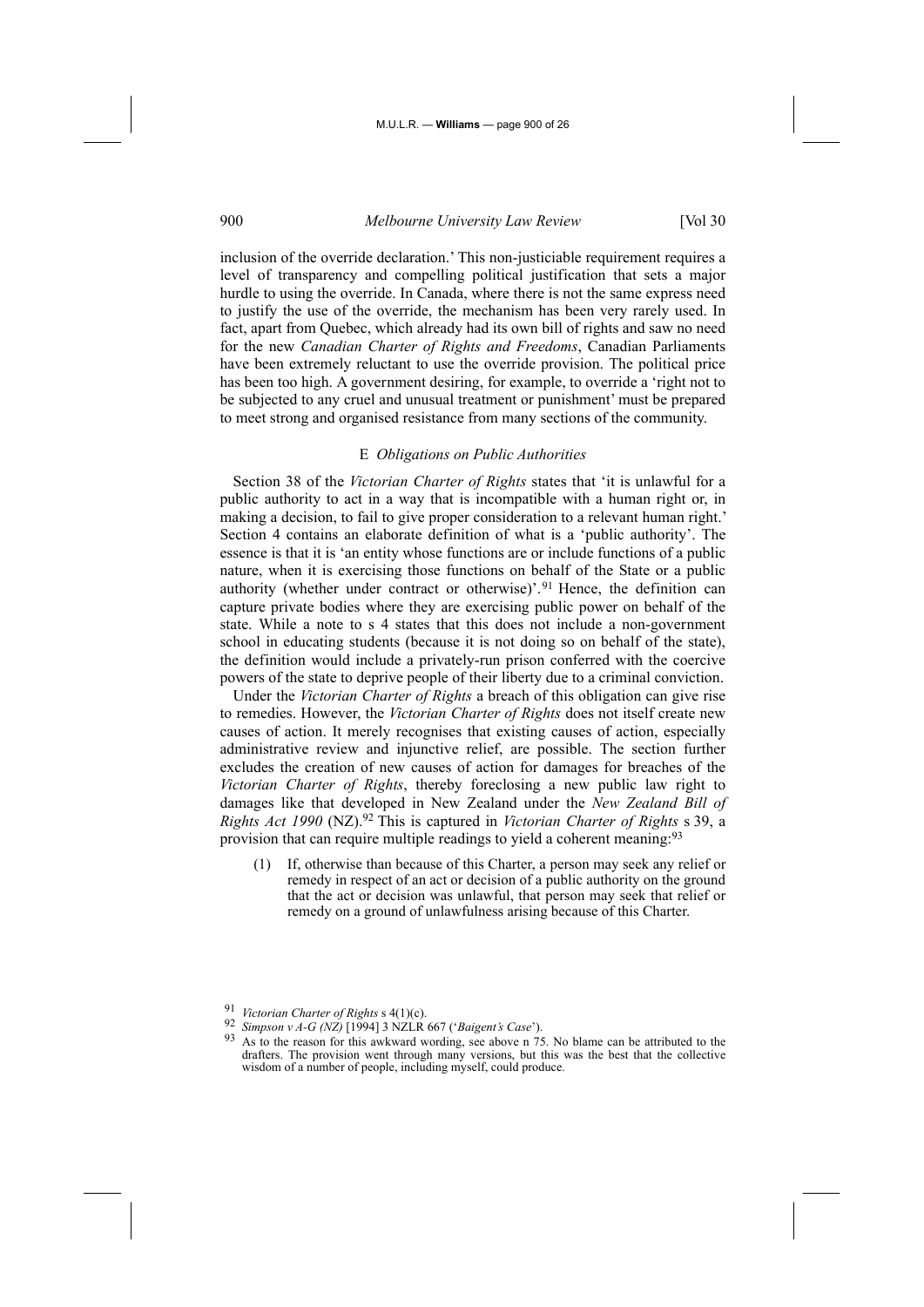inclusion of the override declaration.' This non-justiciable requirement requires a level of transparency and compelling political justification that sets a major hurdle to using the override. In Canada, where there is not the same express need to justify the use of the override, the mechanism has been very rarely used. In fact, apart from Quebec, which already had its own bill of rights and saw no need for the new *Canadian Charter of Rights and Freedoms*, Canadian Parliaments have been extremely reluctant to use the override provision. The political price has been too high. A government desiring, for example, to override a 'right not to be subjected to any cruel and unusual treatment or punishment' must be prepared to meet strong and organised resistance from many sections of the community.

### E *Obligations on Public Authorities*

Section 38 of the *Victorian Charter of Rights* states that 'it is unlawful for a public authority to act in a way that is incompatible with a human right or, in making a decision, to fail to give proper consideration to a relevant human right.' Section 4 contains an elaborate definition of what is a 'public authority'. The essence is that it is 'an entity whose functions are or include functions of a public nature, when it is exercising those functions on behalf of the State or a public authority (whether under contract or otherwise)'.[91] Hence, the definition can capture private bodies where they are exercising public power on behalf of the state. While a note to s 4 states that this does not include a non-government school in educating students (because it is not doing so on behalf of the state), the definition would include a privately-run prison conferred with the coercive powers of the state to deprive people of their liberty due to a criminal conviction.

Under the *Victorian Charter of Rights* a breach of this obligation can give rise to remedies. However, the *Victorian Charter of Rights* does not itself create new causes of action. It merely recognises that existing causes of action, especially administrative review and injunctive relief, are possible. The section further excludes the creation of new causes of action for damages for breaches of the *Victorian Charter of Rights*, thereby foreclosing a new public law right to damages like that developed in New Zealand under the *New Zealand Bill of Rights Act 1990* (NZ).[92] This is captured in *Victorian Charter of Rights* s 39, a provision that can require multiple readings to yield a coherent meaning:[93]

> (1) If, otherwise than because of this Charter, a person may seek any relief or remedy in respect of an act or decision of a public authority on the ground that the act or decision was unlawful, that person may seek that relief or remedy on a ground of unlawfulness arising because of this Charter.

---

[91] *Victorian Charter of Rights* s 4(1)(c).

[92] *Simpson v A-G (NZ)* [1994] 3 NZLR 667 ('*Baigent's Case*').

[93] As to the reason for this awkward wording, see above n 75. No blame can be attributed to the drafters. The provision went through many versions, but this was the best that the collective wisdom of a number of people, including myself, could produce.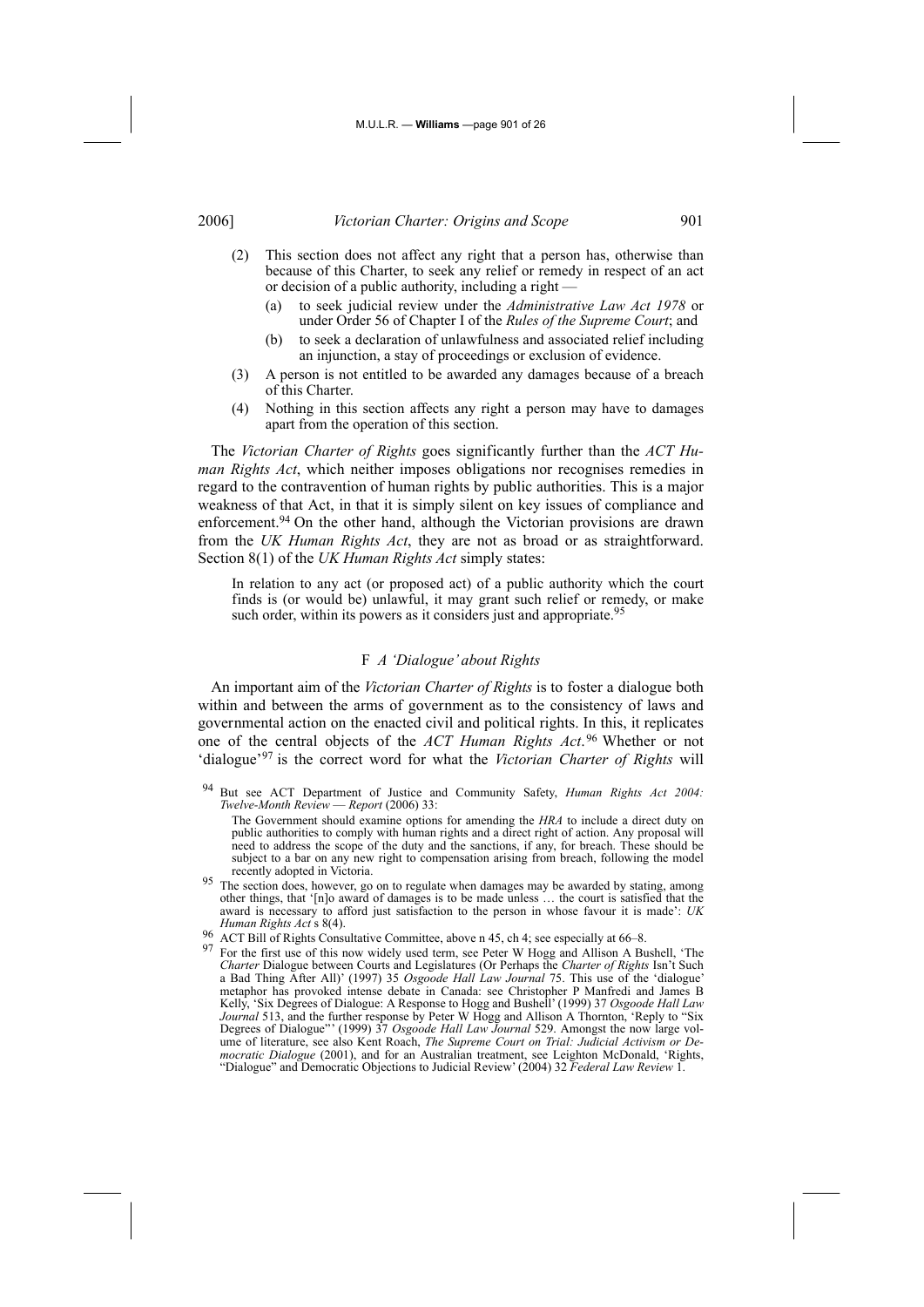(2) This section does not affect any right that a person has, otherwise than because of this Charter, to seek any relief or remedy in respect of an act or decision of a public authority, including a right —

(a) to seek judicial review under the *Administrative Law Act 1978* or under Order 56 of Chapter I of the *Rules of the Supreme Court*; and

(b) to seek a declaration of unlawfulness and associated relief including an injunction, a stay of proceedings or exclusion of evidence.

(3) A person is not entitled to be awarded any damages because of a breach of this Charter.

(4) Nothing in this section affects any right a person may have to damages apart from the operation of this section.

The *Victorian Charter of Rights* goes significantly further than the *ACT Human Rights Act*, which neither imposes obligations nor recognises remedies in regard to the contravention of human rights by public authorities. This is a major weakness of that Act, in that it is simply silent on key issues of compliance and enforcement.[94] On the other hand, although the Victorian provisions are drawn from the *UK Human Rights Act*, they are not as broad or as straightforward. Section 8(1) of the *UK Human Rights Act* simply states:

> In relation to any act (or proposed act) of a public authority which the court finds is (or would be) unlawful, it may grant such relief or remedy, or make such order, within its powers as it considers just and appropriate.[95]

### F *A 'Dialogue' about Rights*

An important aim of the *Victorian Charter of Rights* is to foster a dialogue both within and between the arms of government as to the consistency of laws and governmental action on the enacted civil and political rights. In this, it replicates one of the central objects of the *ACT Human Rights Act*.[96] Whether or not 'dialogue'[97] is the correct word for what the *Victorian Charter of Rights* will

---

[94] But see ACT Department of Justice and Community Safety, *Human Rights Act 2004: Twelve-Month Review — Report* (2006) 33:

> The Government should examine options for amending the *HRA* to include a direct duty on public authorities to comply with human rights and a direct right of action. Any proposal will need to address the scope of the duty and the sanctions, if any, for breach. These should be subject to a bar on any new right to compensation arising from breach, following the model recently adopted in Victoria.

[95] The section does, however, go on to regulate when damages may be awarded by stating, among other things, that '[n]o award of damages is to be made unless … the court is satisfied that the award is necessary to afford just satisfaction to the person in whose favour it is made': *UK Human Rights Act* s 8(4).

[96] ACT Bill of Rights Consultative Committee, above n 45, ch 4; see especially at 66–8.

[97] For the first use of this now widely used term, see Peter W Hogg and Allison A Bushell, 'The *Charter* Dialogue between Courts and Legislatures (Or Perhaps the *Charter of Rights* Isn't Such a Bad Thing After All)' (1997) 35 *Osgoode Hall Law Journal* 75. This use of the 'dialogue' metaphor has provoked intense debate in Canada: see Christopher P Manfredi and James B Kelly, 'Six Degrees of Dialogue: A Response to Hogg and Bushell' (1999) 37 *Osgoode Hall Law Journal* 513, and the further response by Peter W Hogg and Allison A Thornton, 'Reply to "Six Degrees of Dialogue"' (1999) 37 *Osgoode Hall Law Journal* 529. Amongst the now large volume of literature, see also Kent Roach, *The Supreme Court on Trial: Judicial Activism or Democratic Dialogue* (2001), and for an Australian treatment, see Leighton McDonald, 'Rights, "Dialogue" and Democratic Objections to Judicial Review' (2004) 32 *Federal Law Review* 1.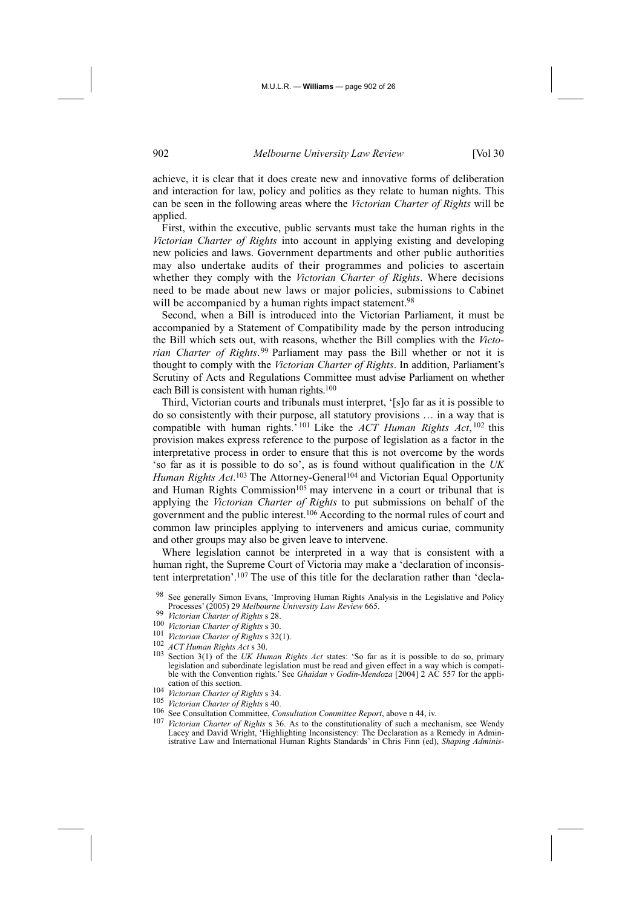achieve, it is clear that it does create new and innovative forms of deliberation and interaction for law, policy and politics as they relate to human nights. This can be seen in the following areas where the *Victorian Charter of Rights* will be applied.

First, within the executive, public servants must take the human rights in the *Victorian Charter of Rights* into account in applying existing and developing new policies and laws. Government departments and other public authorities may also undertake audits of their programmes and policies to ascertain whether they comply with the *Victorian Charter of Rights*. Where decisions need to be made about new laws or major policies, submissions to Cabinet will be accompanied by a human rights impact statement.[98]

Second, when a Bill is introduced into the Victorian Parliament, it must be accompanied by a Statement of Compatibility made by the person introducing the Bill which sets out, with reasons, whether the Bill complies with the *Victorian Charter of Rights*.[99] Parliament may pass the Bill whether or not it is thought to comply with the *Victorian Charter of Rights*. In addition, Parliament's Scrutiny of Acts and Regulations Committee must advise Parliament on whether each Bill is consistent with human rights.[100]

Third, Victorian courts and tribunals must interpret, '[s]o far as it is possible to do so consistently with their purpose, all statutory provisions … in a way that is compatible with human rights.'[101] Like the *ACT Human Rights Act*,[102] this provision makes express reference to the purpose of legislation as a factor in the interpretative process in order to ensure that this is not overcome by the words 'so far as it is possible to do so', as is found without qualification in the *UK Human Rights Act*.[103] The Attorney-General[104] and Victorian Equal Opportunity and Human Rights Commission[105] may intervene in a court or tribunal that is applying the *Victorian Charter of Rights* to put submissions on behalf of the government and the public interest.[106] According to the normal rules of court and common law principles applying to interveners and amicus curiae, community and other groups may also be given leave to intervene.

Where legislation cannot be interpreted in a way that is consistent with a human right, the Supreme Court of Victoria may make a 'declaration of inconsistent interpretation'.[107] The use of this title for the declaration rather than 'decla-

---

[98] See generally Simon Evans, 'Improving Human Rights Analysis in the Legislative and Policy Processes' (2005) 29 *Melbourne University Law Review* 665.

[99] *Victorian Charter of Rights* s 28.

[100] *Victorian Charter of Rights* s 30.

[101] *Victorian Charter of Rights* s 32(1).

[102] *ACT Human Rights Act* s 30.

[103] Section 3(1) of the *UK Human Rights Act* states: 'So far as it is possible to do so, primary legislation and subordinate legislation must be read and given effect in a way which is compatible with the Convention rights.' See *Ghaidan v Godin-Mendoza* [2004] 2 AC 557 for the application of this section.

[104] *Victorian Charter of Rights* s 34.

[105] *Victorian Charter of Rights* s 40.

[106] See Consultation Committee, *Consultation Committee Report*, above n 44, iv.

[107] *Victorian Charter of Rights* s 36. As to the constitutionality of such a mechanism, see Wendy Lacey and David Wright, 'Highlighting Inconsistency: The Declaration as a Remedy in Administrative Law and International Human Rights Standards' in Chris Finn (ed), *Shaping Adminis-*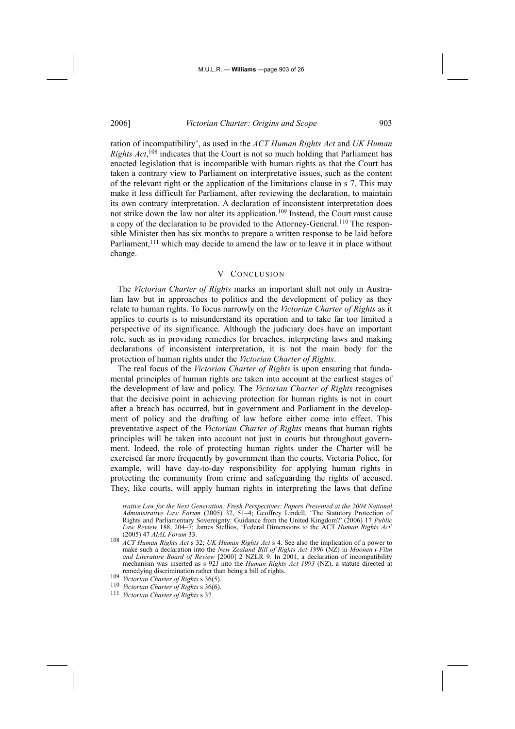ration of incompatibility', as used in the *ACT Human Rights Act* and *UK Human Rights Act*,[108] indicates that the Court is not so much holding that Parliament has enacted legislation that is incompatible with human rights as that the Court has taken a contrary view to Parliament on interpretative issues, such as the content of the relevant right or the application of the limitations clause in s 7. This may make it less difficult for Parliament, after reviewing the declaration, to maintain its own contrary interpretation. A declaration of inconsistent interpretation does not strike down the law nor alter its application.[109] Instead, the Court must cause a copy of the declaration to be provided to the Attorney-General.[110] The responsible Minister then has six months to prepare a written response to be laid before Parliament,[111] which may decide to amend the law or to leave it in place without change.

## V CONCLUSION

The *Victorian Charter of Rights* marks an important shift not only in Australian law but in approaches to politics and the development of policy as they relate to human rights. To focus narrowly on the *Victorian Charter of Rights* as it applies to courts is to misunderstand its operation and to take far too limited a perspective of its significance. Although the judiciary does have an important role, such as in providing remedies for breaches, interpreting laws and making declarations of inconsistent interpretation, it is not the main body for the protection of human rights under the *Victorian Charter of Rights*.

The real focus of the *Victorian Charter of Rights* is upon ensuring that fundamental principles of human rights are taken into account at the earliest stages of the development of law and policy. The *Victorian Charter of Rights* recognises that the decisive point in achieving protection for human rights is not in court after a breach has occurred, but in government and Parliament in the development of policy and the drafting of law before either come into effect. This preventative aspect of the *Victorian Charter of Rights* means that human rights principles will be taken into account not just in courts but throughout government. Indeed, the role of protecting human rights under the Charter will be exercised far more frequently by government than the courts. Victoria Police, for example, will have day-to-day responsibility for applying human rights in protecting the community from crime and safeguarding the rights of accused. They, like courts, will apply human rights in interpreting the laws that define

---

*trative Law for the Next Generation: Fresh Perspectives: Papers Presented at the 2004 National Administrative Law Forum* (2005) 32, 51–4; Geoffrey Lindell, 'The Statutory Protection of Rights and Parliamentary Sovereignty: Guidance from the United Kingdom?' (2006) 17 *Public Law Review* 188, 204–7; James Stellios, 'Federal Dimensions to the ACT *Human Rights Act*' (2005) 47 *AIAL Forum* 33.

[108] *ACT Human Rights Act* s 32; *UK Human Rights Act* s 4. See also the implication of a power to make such a declaration into the *New Zealand Bill of Rights Act 1990* (NZ) in *Moonen v Film and Literature Board of Review* [2000] 2 NZLR 9. In 2001, a declaration of incompatibility mechanism was inserted as s 92J into the *Human Rights Act 1993* (NZ), a statute directed at remedying discrimination rather than being a bill of rights.

[109] *Victorian Charter of Rights* s 36(5).

[110] *Victorian Charter of Rights* s 36(6).

[111] *Victorian Charter of Rights* s 37.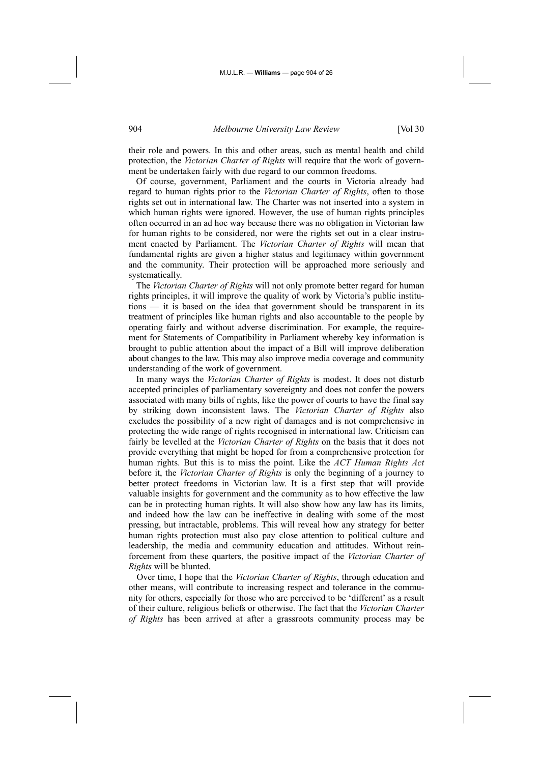their role and powers. In this and other areas, such as mental health and child protection, the *Victorian Charter of Rights* will require that the work of government be undertaken fairly with due regard to our common freedoms.

Of course, government, Parliament and the courts in Victoria already had regard to human rights prior to the *Victorian Charter of Rights*, often to those rights set out in international law. The Charter was not inserted into a system in which human rights were ignored. However, the use of human rights principles often occurred in an ad hoc way because there was no obligation in Victorian law for human rights to be considered, nor were the rights set out in a clear instrument enacted by Parliament. The *Victorian Charter of Rights* will mean that fundamental rights are given a higher status and legitimacy within government and the community. Their protection will be approached more seriously and systematically.

The *Victorian Charter of Rights* will not only promote better regard for human rights principles, it will improve the quality of work by Victoria's public institutions — it is based on the idea that government should be transparent in its treatment of principles like human rights and also accountable to the people by operating fairly and without adverse discrimination. For example, the requirement for Statements of Compatibility in Parliament whereby key information is brought to public attention about the impact of a Bill will improve deliberation about changes to the law. This may also improve media coverage and community understanding of the work of government.

In many ways the *Victorian Charter of Rights* is modest. It does not disturb accepted principles of parliamentary sovereignty and does not confer the powers associated with many bills of rights, like the power of courts to have the final say by striking down inconsistent laws. The *Victorian Charter of Rights* also excludes the possibility of a new right of damages and is not comprehensive in protecting the wide range of rights recognised in international law. Criticism can fairly be levelled at the *Victorian Charter of Rights* on the basis that it does not provide everything that might be hoped for from a comprehensive protection for human rights. But this is to miss the point. Like the *ACT Human Rights Act* before it, the *Victorian Charter of Rights* is only the beginning of a journey to better protect freedoms in Victorian law. It is a first step that will provide valuable insights for government and the community as to how effective the law can be in protecting human rights. It will also show how any law has its limits, and indeed how the law can be ineffective in dealing with some of the most pressing, but intractable, problems. This will reveal how any strategy for better human rights protection must also pay close attention to political culture and leadership, the media and community education and attitudes. Without reinforcement from these quarters, the positive impact of the *Victorian Charter of Rights* will be blunted.

Over time, I hope that the *Victorian Charter of Rights*, through education and other means, will contribute to increasing respect and tolerance in the community for others, especially for those who are perceived to be 'different' as a result of their culture, religious beliefs or otherwise. The fact that the *Victorian Charter of Rights* has been arrived at after a grassroots community process may be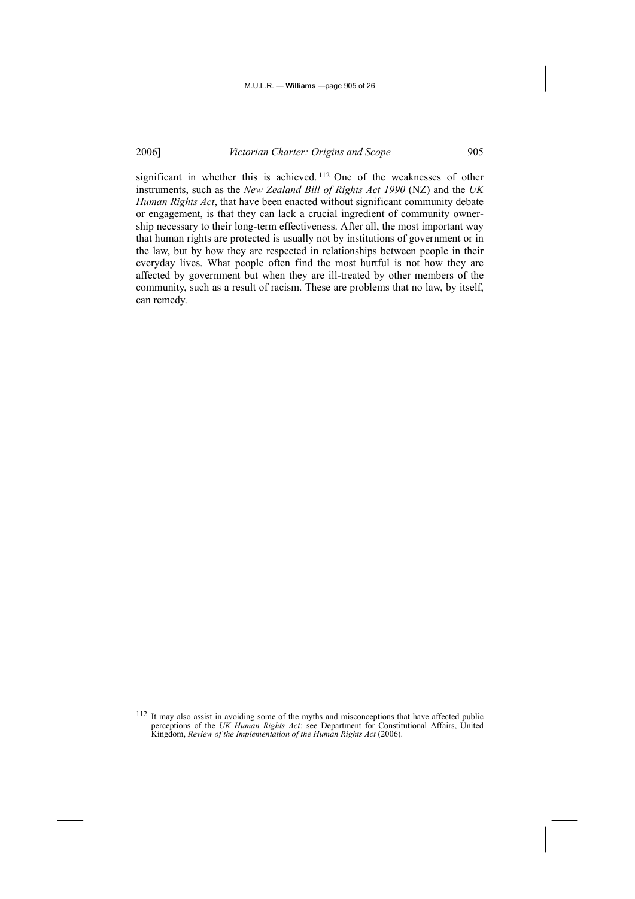significant in whether this is achieved.[112] One of the weaknesses of other instruments, such as the *New Zealand Bill of Rights Act 1990* (NZ) and the *UK Human Rights Act*, that have been enacted without significant community debate or engagement, is that they can lack a crucial ingredient of community ownership necessary to their long-term effectiveness. After all, the most important way that human rights are protected is usually not by institutions of government or in the law, but by how they are respected in relationships between people in their everyday lives. What people often find the most hurtful is not how they are affected by government but when they are ill-treated by other members of the community, such as a result of racism. These are problems that no law, by itself, can remedy.

[112] It may also assist in avoiding some of the myths and misconceptions that have affected public perceptions of the *UK Human Rights Act*: see Department for Constitutional Affairs, United Kingdom, *Review of the Implementation of the Human Rights Act* (2006).